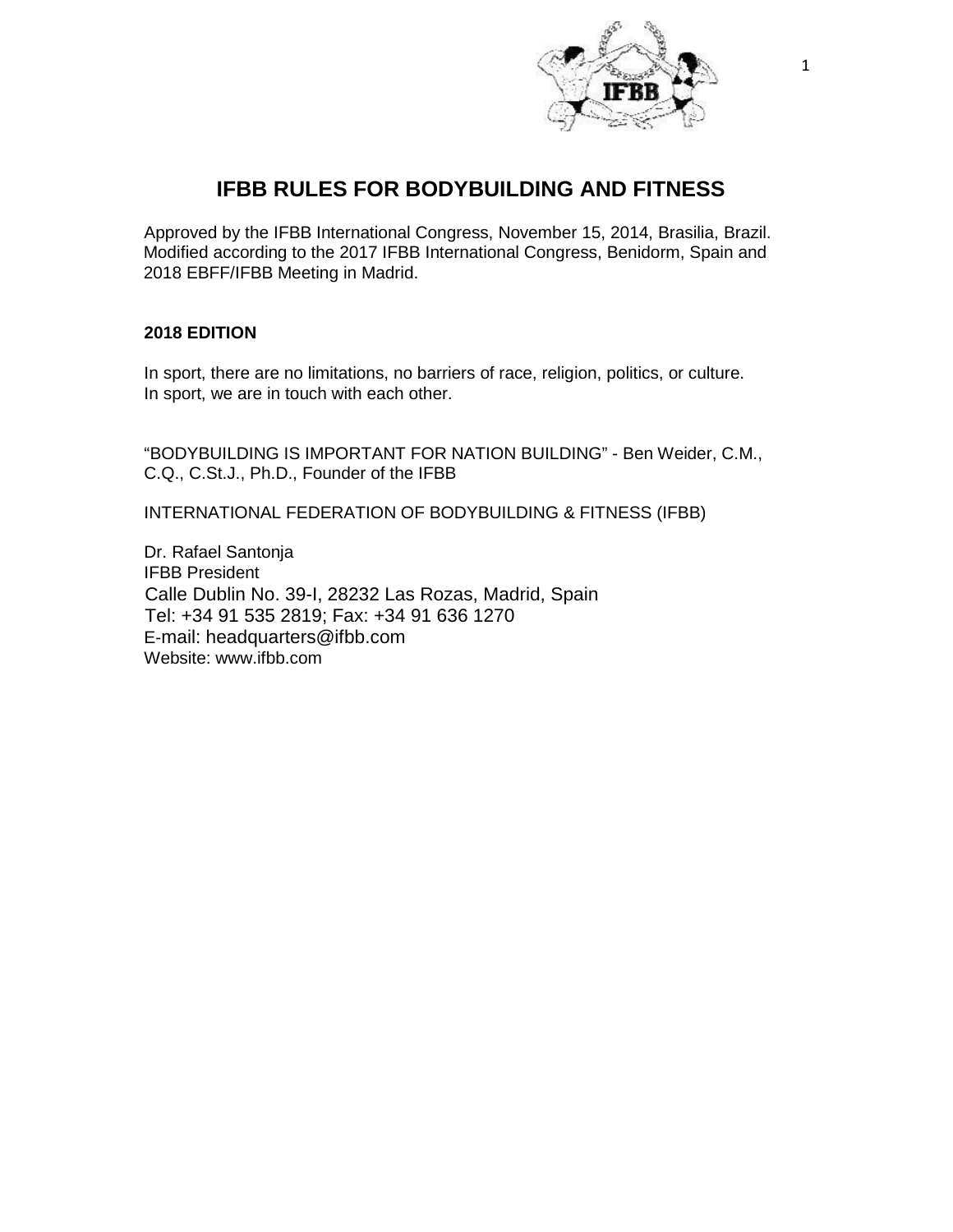# IFBB RULES FOR BODYBUILDING AND FITNESS

Approved by the IFBB International Congress, November 15, 2014, Brasilia, Brazil. Modified according to the 2017 IFBB International Congress, Benidorm, Spain and 2018 EBFF/IFBB Meeting in Madrid.

**2018 EDITION**

In sport, there are no limitations, no barriers of race, religion, politics, or culture. In sport, we are in touch with each other.

"BODYBUILDING IS IMPORTANT FOR NATION BUILDING" - Ben Weider, C.M., C.Q., C.St.J., Ph.D., Founder of the IFBB

INTERNATIONAL FEDERATION OF BODYBUILDING & FITNESS (IFBB)

Dr. Rafael Santonja
IFBB President
Calle Dublin No. 39-I, 28232 Las Rozas, Madrid, Spain
Tel: +34 91 535 2819; Fax: +34 91 636 1270
E-mail: headquarters@ifbb.com
Website: www.ifbb.com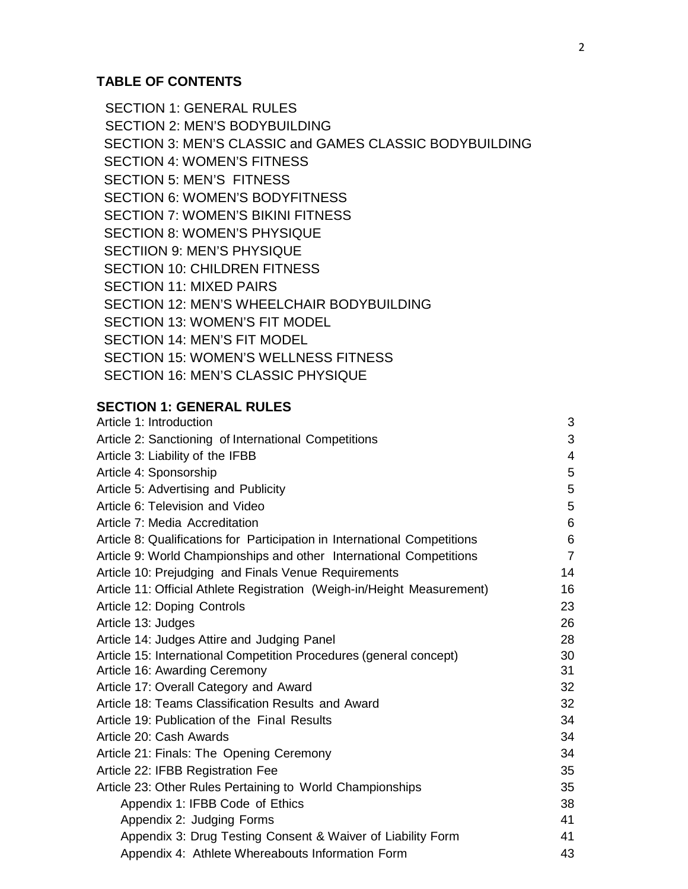## TABLE OF CONTENTS

SECTION 1: GENERAL RULES
SECTION 2: MEN'S BODYBUILDING
SECTION 3: MEN'S CLASSIC and GAMES CLASSIC BODYBUILDING
SECTION 4: WOMEN'S FITNESS
SECTION 5: MEN'S FITNESS
SECTION 6: WOMEN'S BODYFITNESS
SECTION 7: WOMEN'S BIKINI FITNESS
SECTION 8: WOMEN'S PHYSIQUE
SECTIION 9: MEN'S PHYSIQUE
SECTION 10: CHILDREN FITNESS
SECTION 11: MIXED PAIRS
SECTION 12: MEN'S WHEELCHAIR BODYBUILDING
SECTION 13: WOMEN'S FIT MODEL
SECTION 14: MEN'S FIT MODEL
SECTION 15: WOMEN'S WELLNESS FITNESS
SECTION 16: MEN'S CLASSIC PHYSIQUE

## SECTION 1: GENERAL RULES

| | |
|---|---|
| Article 1: Introduction | 3 |
| Article 2: Sanctioning of International Competitions | 3 |
| Article 3: Liability of the IFBB | 4 |
| Article 4: Sponsorship | 5 |
| Article 5: Advertising and Publicity | 5 |
| Article 6: Television and Video | 5 |
| Article 7: Media Accreditation | 6 |
| Article 8: Qualifications for Participation in International Competitions | 6 |
| Article 9: World Championships and other International Competitions | 7 |
| Article 10: Prejudging and Finals Venue Requirements | 14 |
| Article 11: Official Athlete Registration (Weigh-in/Height Measurement) | 16 |
| Article 12: Doping Controls | 23 |
| Article 13: Judges | 26 |
| Article 14: Judges Attire and Judging Panel | 28 |
| Article 15: International Competition Procedures (general concept) | 30 |
| Article 16: Awarding Ceremony | 31 |
| Article 17: Overall Category and Award | 32 |
| Article 18: Teams Classification Results and Award | 32 |
| Article 19: Publication of the Final Results | 34 |
| Article 20: Cash Awards | 34 |
| Article 21: Finals: The Opening Ceremony | 34 |
| Article 22: IFBB Registration Fee | 35 |
| Article 23: Other Rules Pertaining to World Championships | 35 |
| Appendix 1: IFBB Code of Ethics | 38 |
| Appendix 2: Judging Forms | 41 |
| Appendix 3: Drug Testing Consent & Waiver of Liability Form | 41 |
| Appendix 4: Athlete Whereabouts Information Form | 43 |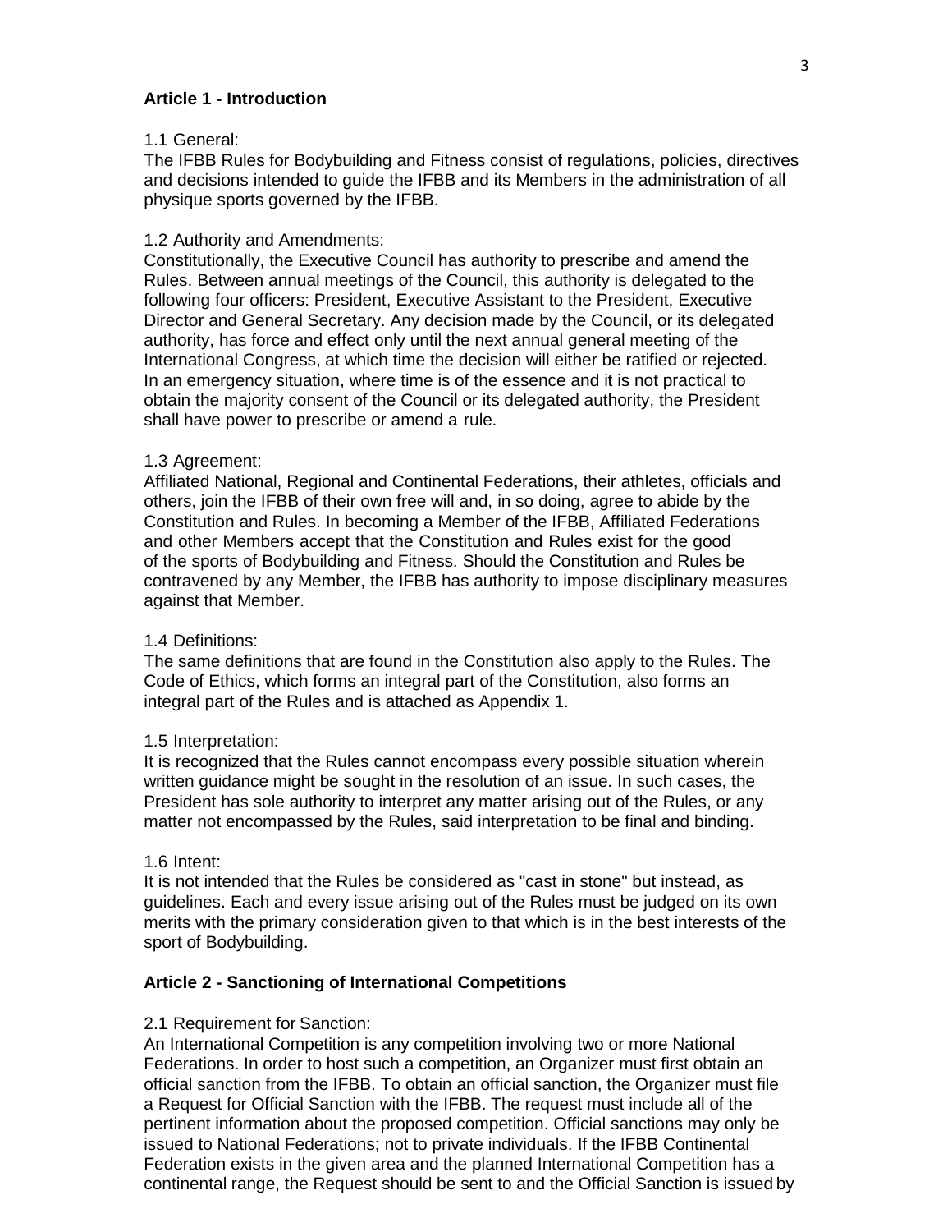## Article 1 - Introduction

1.1 General:
The IFBB Rules for Bodybuilding and Fitness consist of regulations, policies, directives and decisions intended to guide the IFBB and its Members in the administration of all physique sports governed by the IFBB.

1.2 Authority and Amendments:
Constitutionally, the Executive Council has authority to prescribe and amend the Rules. Between annual meetings of the Council, this authority is delegated to the following four officers: President, Executive Assistant to the President, Executive Director and General Secretary. Any decision made by the Council, or its delegated authority, has force and effect only until the next annual general meeting of the International Congress, at which time the decision will either be ratified or rejected. In an emergency situation, where time is of the essence and it is not practical to obtain the majority consent of the Council or its delegated authority, the President shall have power to prescribe or amend a rule.

1.3 Agreement:
Affiliated National, Regional and Continental Federations, their athletes, officials and others, join the IFBB of their own free will and, in so doing, agree to abide by the Constitution and Rules. In becoming a Member of the IFBB, Affiliated Federations and other Members accept that the Constitution and Rules exist for the good of the sports of Bodybuilding and Fitness. Should the Constitution and Rules be contravened by any Member, the IFBB has authority to impose disciplinary measures against that Member.

1.4 Definitions:
The same definitions that are found in the Constitution also apply to the Rules. The Code of Ethics, which forms an integral part of the Constitution, also forms an integral part of the Rules and is attached as Appendix 1.

1.5 Interpretation:
It is recognized that the Rules cannot encompass every possible situation wherein written guidance might be sought in the resolution of an issue. In such cases, the President has sole authority to interpret any matter arising out of the Rules, or any matter not encompassed by the Rules, said interpretation to be final and binding.

1.6 Intent:
It is not intended that the Rules be considered as "cast in stone" but instead, as guidelines. Each and every issue arising out of the Rules must be judged on its own merits with the primary consideration given to that which is in the best interests of the sport of Bodybuilding.

## Article 2 - Sanctioning of International Competitions

2.1 Requirement for Sanction:
An International Competition is any competition involving two or more National Federations. In order to host such a competition, an Organizer must first obtain an official sanction from the IFBB. To obtain an official sanction, the Organizer must file a Request for Official Sanction with the IFBB. The request must include all of the pertinent information about the proposed competition. Official sanctions may only be issued to National Federations; not to private individuals. If the IFBB Continental Federation exists in the given area and the planned International Competition has a continental range, the Request should be sent to and the Official Sanction is issued by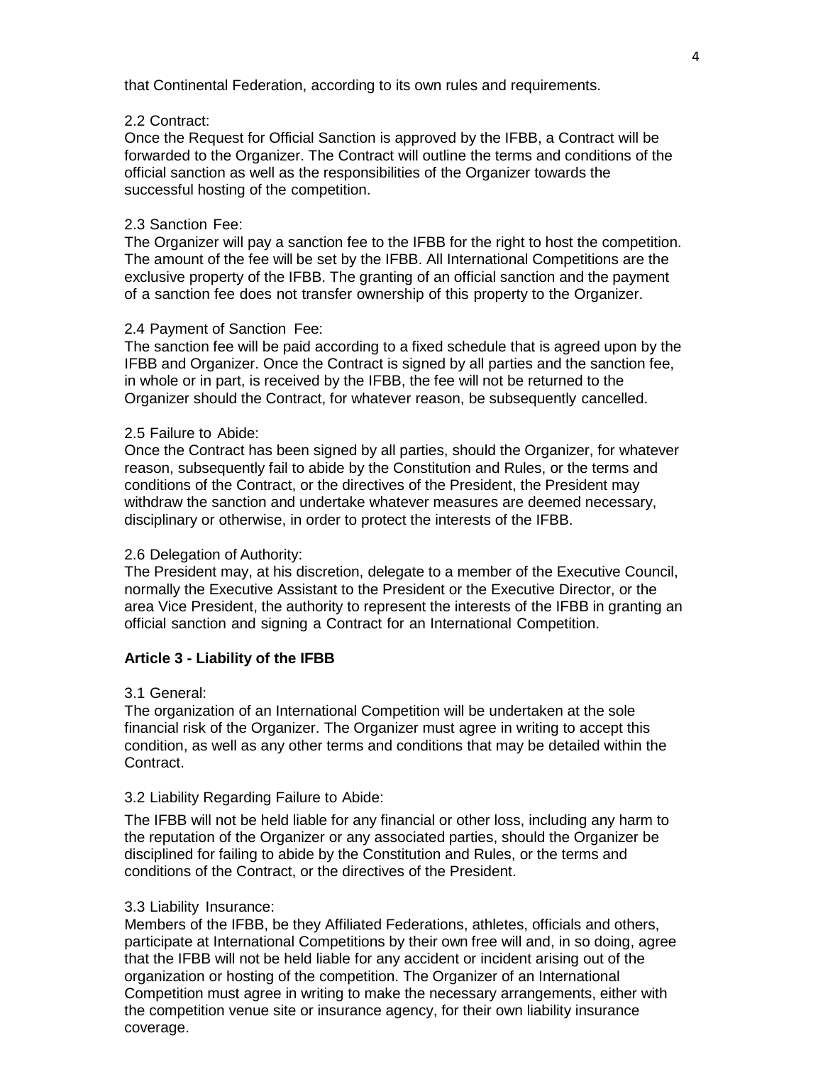that Continental Federation, according to its own rules and requirements.

2.2 Contract:
Once the Request for Official Sanction is approved by the IFBB, a Contract will be forwarded to the Organizer. The Contract will outline the terms and conditions of the official sanction as well as the responsibilities of the Organizer towards the successful hosting of the competition.

2.3 Sanction Fee:
The Organizer will pay a sanction fee to the IFBB for the right to host the competition. The amount of the fee will be set by the IFBB. All International Competitions are the exclusive property of the IFBB. The granting of an official sanction and the payment of a sanction fee does not transfer ownership of this property to the Organizer.

2.4 Payment of Sanction Fee:
The sanction fee will be paid according to a fixed schedule that is agreed upon by the IFBB and Organizer. Once the Contract is signed by all parties and the sanction fee, in whole or in part, is received by the IFBB, the fee will not be returned to the Organizer should the Contract, for whatever reason, be subsequently cancelled.

2.5 Failure to Abide:
Once the Contract has been signed by all parties, should the Organizer, for whatever reason, subsequently fail to abide by the Constitution and Rules, or the terms and conditions of the Contract, or the directives of the President, the President may withdraw the sanction and undertake whatever measures are deemed necessary, disciplinary or otherwise, in order to protect the interests of the IFBB.

2.6 Delegation of Authority:
The President may, at his discretion, delegate to a member of the Executive Council, normally the Executive Assistant to the President or the Executive Director, or the area Vice President, the authority to represent the interests of the IFBB in granting an official sanction and signing a Contract for an International Competition.

## Article 3 - Liability of the IFBB

3.1 General:
The organization of an International Competition will be undertaken at the sole financial risk of the Organizer. The Organizer must agree in writing to accept this condition, as well as any other terms and conditions that may be detailed within the Contract.

3.2 Liability Regarding Failure to Abide:

The IFBB will not be held liable for any financial or other loss, including any harm to the reputation of the Organizer or any associated parties, should the Organizer be disciplined for failing to abide by the Constitution and Rules, or the terms and conditions of the Contract, or the directives of the President.

3.3 Liability Insurance:
Members of the IFBB, be they Affiliated Federations, athletes, officials and others, participate at International Competitions by their own free will and, in so doing, agree that the IFBB will not be held liable for any accident or incident arising out of the organization or hosting of the competition. The Organizer of an International Competition must agree in writing to make the necessary arrangements, either with the competition venue site or insurance agency, for their own liability insurance coverage.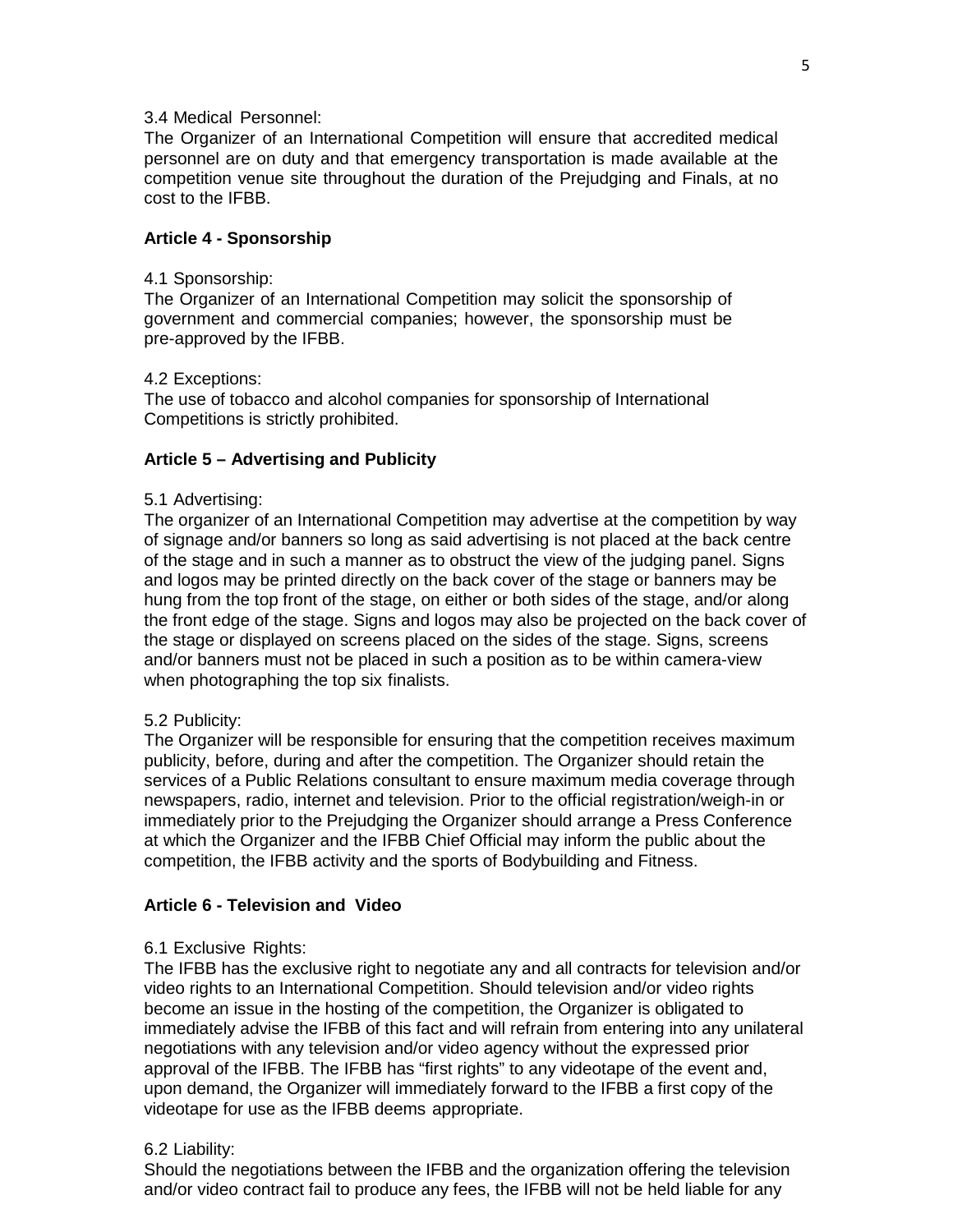3.4 Medical Personnel:
The Organizer of an International Competition will ensure that accredited medical personnel are on duty and that emergency transportation is made available at the competition venue site throughout the duration of the Prejudging and Finals, at no cost to the IFBB.

**Article 4 - Sponsorship**

4.1 Sponsorship:
The Organizer of an International Competition may solicit the sponsorship of government and commercial companies; however, the sponsorship must be pre-approved by the IFBB.

4.2 Exceptions:
The use of tobacco and alcohol companies for sponsorship of International Competitions is strictly prohibited.

**Article 5 – Advertising and Publicity**

5.1 Advertising:
The organizer of an International Competition may advertise at the competition by way of signage and/or banners so long as said advertising is not placed at the back centre of the stage and in such a manner as to obstruct the view of the judging panel. Signs and logos may be printed directly on the back cover of the stage or banners may be hung from the top front of the stage, on either or both sides of the stage, and/or along the front edge of the stage. Signs and logos may also be projected on the back cover of the stage or displayed on screens placed on the sides of the stage. Signs, screens and/or banners must not be placed in such a position as to be within camera-view when photographing the top six finalists.

5.2 Publicity:
The Organizer will be responsible for ensuring that the competition receives maximum publicity, before, during and after the competition. The Organizer should retain the services of a Public Relations consultant to ensure maximum media coverage through newspapers, radio, internet and television. Prior to the official registration/weigh-in or immediately prior to the Prejudging the Organizer should arrange a Press Conference at which the Organizer and the IFBB Chief Official may inform the public about the competition, the IFBB activity and the sports of Bodybuilding and Fitness.

**Article 6 - Television and Video**

6.1 Exclusive Rights:
The IFBB has the exclusive right to negotiate any and all contracts for television and/or video rights to an International Competition. Should television and/or video rights become an issue in the hosting of the competition, the Organizer is obligated to immediately advise the IFBB of this fact and will refrain from entering into any unilateral negotiations with any television and/or video agency without the expressed prior approval of the IFBB. The IFBB has "first rights" to any videotape of the event and, upon demand, the Organizer will immediately forward to the IFBB a first copy of the videotape for use as the IFBB deems appropriate.

6.2 Liability:
Should the negotiations between the IFBB and the organization offering the television and/or video contract fail to produce any fees, the IFBB will not be held liable for any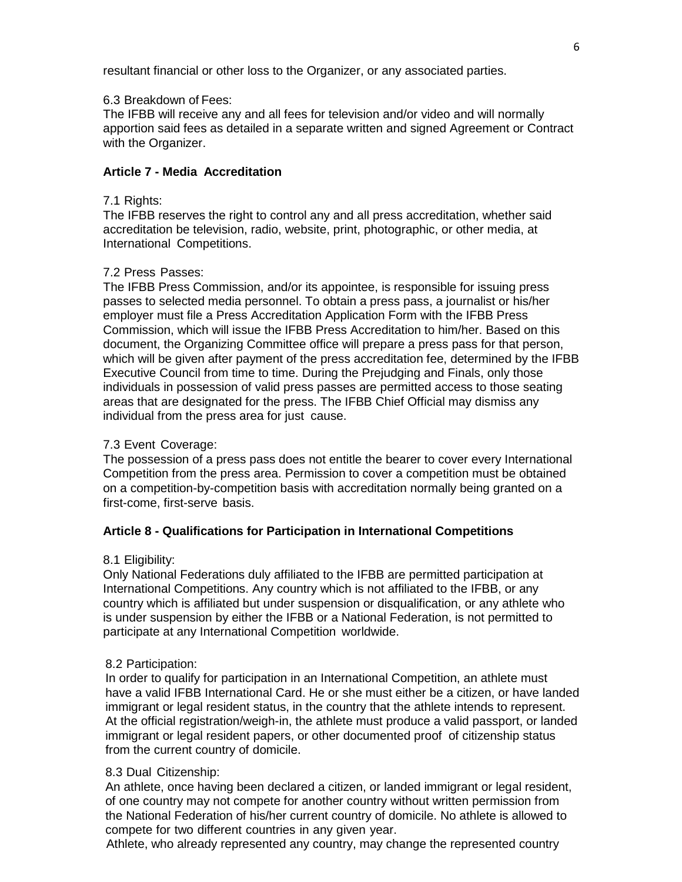resultant financial or other loss to the Organizer, or any associated parties.

6.3 Breakdown of Fees:
The IFBB will receive any and all fees for television and/or video and will normally apportion said fees as detailed in a separate written and signed Agreement or Contract with the Organizer.

**Article 7 - Media Accreditation**

7.1 Rights:
The IFBB reserves the right to control any and all press accreditation, whether said accreditation be television, radio, website, print, photographic, or other media, at International Competitions.

7.2 Press Passes:
The IFBB Press Commission, and/or its appointee, is responsible for issuing press passes to selected media personnel. To obtain a press pass, a journalist or his/her employer must file a Press Accreditation Application Form with the IFBB Press Commission, which will issue the IFBB Press Accreditation to him/her. Based on this document, the Organizing Committee office will prepare a press pass for that person, which will be given after payment of the press accreditation fee, determined by the IFBB Executive Council from time to time. During the Prejudging and Finals, only those individuals in possession of valid press passes are permitted access to those seating areas that are designated for the press. The IFBB Chief Official may dismiss any individual from the press area for just cause.

7.3 Event Coverage:
The possession of a press pass does not entitle the bearer to cover every International Competition from the press area. Permission to cover a competition must be obtained on a competition-by-competition basis with accreditation normally being granted on a first-come, first-serve basis.

**Article 8 - Qualifications for Participation in International Competitions**

8.1 Eligibility:
Only National Federations duly affiliated to the IFBB are permitted participation at International Competitions. Any country which is not affiliated to the IFBB, or any country which is affiliated but under suspension or disqualification, or any athlete who is under suspension by either the IFBB or a National Federation, is not permitted to participate at any International Competition worldwide.

8.2 Participation:
In order to qualify for participation in an International Competition, an athlete must have a valid IFBB International Card. He or she must either be a citizen, or have landed immigrant or legal resident status, in the country that the athlete intends to represent. At the official registration/weigh-in, the athlete must produce a valid passport, or landed immigrant or legal resident papers, or other documented proof of citizenship status from the current country of domicile.

8.3 Dual Citizenship:
An athlete, once having been declared a citizen, or landed immigrant or legal resident, of one country may not compete for another country without written permission from the National Federation of his/her current country of domicile. No athlete is allowed to compete for two different countries in any given year.
Athlete, who already represented any country, may change the represented country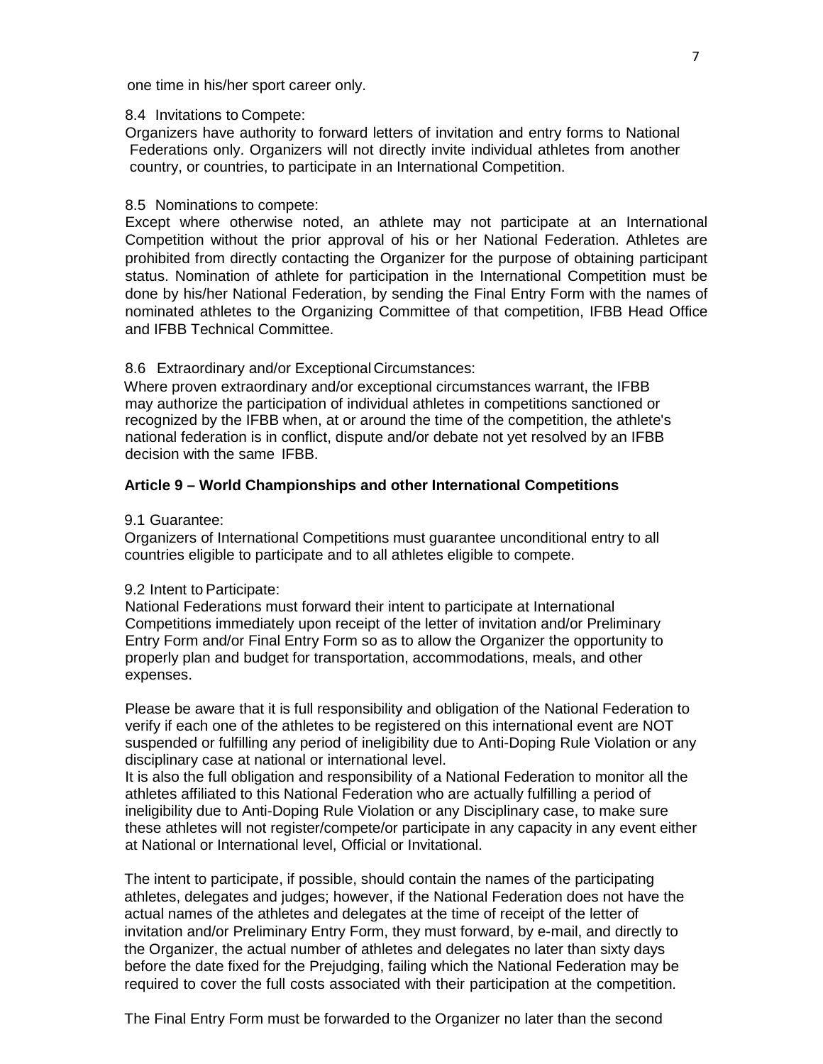one time in his/her sport career only.

8.4 Invitations to Compete:

Organizers have authority to forward letters of invitation and entry forms to National Federations only. Organizers will not directly invite individual athletes from another country, or countries, to participate in an International Competition.

8.5 Nominations to compete:

Except where otherwise noted, an athlete may not participate at an International Competition without the prior approval of his or her National Federation. Athletes are prohibited from directly contacting the Organizer for the purpose of obtaining participant status. Nomination of athlete for participation in the International Competition must be done by his/her National Federation, by sending the Final Entry Form with the names of nominated athletes to the Organizing Committee of that competition, IFBB Head Office and IFBB Technical Committee.

8.6 Extraordinary and/or Exceptional Circumstances:

Where proven extraordinary and/or exceptional circumstances warrant, the IFBB may authorize the participation of individual athletes in competitions sanctioned or recognized by the IFBB when, at or around the time of the competition, the athlete's national federation is in conflict, dispute and/or debate not yet resolved by an IFBB decision with the same IFBB.

## Article 9 – World Championships and other International Competitions

9.1 Guarantee:

Organizers of International Competitions must guarantee unconditional entry to all countries eligible to participate and to all athletes eligible to compete.

9.2 Intent to Participate:

National Federations must forward their intent to participate at International Competitions immediately upon receipt of the letter of invitation and/or Preliminary Entry Form and/or Final Entry Form so as to allow the Organizer the opportunity to properly plan and budget for transportation, accommodations, meals, and other expenses.

Please be aware that it is full responsibility and obligation of the National Federation to verify if each one of the athletes to be registered on this international event are NOT suspended or fulfilling any period of ineligibility due to Anti-Doping Rule Violation or any disciplinary case at national or international level.

It is also the full obligation and responsibility of a National Federation to monitor all the athletes affiliated to this National Federation who are actually fulfilling a period of ineligibility due to Anti-Doping Rule Violation or any Disciplinary case, to make sure these athletes will not register/compete/or participate in any capacity in any event either at National or International level, Official or Invitational.

The intent to participate, if possible, should contain the names of the participating athletes, delegates and judges; however, if the National Federation does not have the actual names of the athletes and delegates at the time of receipt of the letter of invitation and/or Preliminary Entry Form, they must forward, by e-mail, and directly to the Organizer, the actual number of athletes and delegates no later than sixty days before the date fixed for the Prejudging, failing which the National Federation may be required to cover the full costs associated with their participation at the competition.

The Final Entry Form must be forwarded to the Organizer no later than the second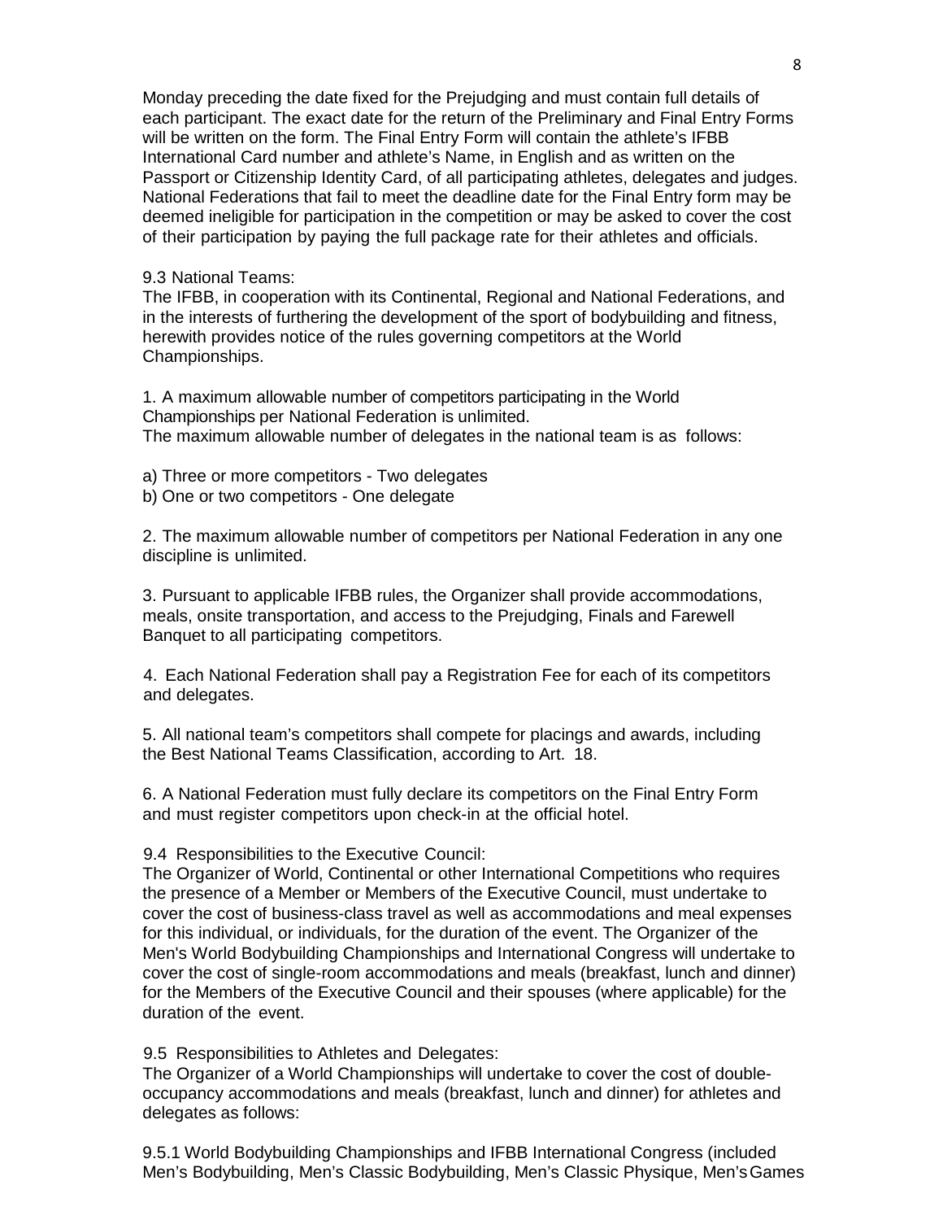Monday preceding the date fixed for the Prejudging and must contain full details of each participant. The exact date for the return of the Preliminary and Final Entry Forms will be written on the form. The Final Entry Form will contain the athlete's IFBB International Card number and athlete's Name, in English and as written on the Passport or Citizenship Identity Card, of all participating athletes, delegates and judges. National Federations that fail to meet the deadline date for the Final Entry form may be deemed ineligible for participation in the competition or may be asked to cover the cost of their participation by paying the full package rate for their athletes and officials.

9.3 National Teams:
The IFBB, in cooperation with its Continental, Regional and National Federations, and in the interests of furthering the development of the sport of bodybuilding and fitness, herewith provides notice of the rules governing competitors at the World Championships.

1. A maximum allowable number of competitors participating in the World Championships per National Federation is unlimited.
The maximum allowable number of delegates in the national team is as follows:

a) Three or more competitors - Two delegates
b) One or two competitors - One delegate

2. The maximum allowable number of competitors per National Federation in any one discipline is unlimited.

3. Pursuant to applicable IFBB rules, the Organizer shall provide accommodations, meals, onsite transportation, and access to the Prejudging, Finals and Farewell Banquet to all participating competitors.

4. Each National Federation shall pay a Registration Fee for each of its competitors and delegates.

5. All national team's competitors shall compete for placings and awards, including the Best National Teams Classification, according to Art. 18.

6. A National Federation must fully declare its competitors on the Final Entry Form and must register competitors upon check-in at the official hotel.

9.4 Responsibilities to the Executive Council:
The Organizer of World, Continental or other International Competitions who requires the presence of a Member or Members of the Executive Council, must undertake to cover the cost of business-class travel as well as accommodations and meal expenses for this individual, or individuals, for the duration of the event. The Organizer of the Men's World Bodybuilding Championships and International Congress will undertake to cover the cost of single-room accommodations and meals (breakfast, lunch and dinner) for the Members of the Executive Council and their spouses (where applicable) for the duration of the event.

9.5 Responsibilities to Athletes and Delegates:
The Organizer of a World Championships will undertake to cover the cost of double-occupancy accommodations and meals (breakfast, lunch and dinner) for athletes and delegates as follows:

9.5.1 World Bodybuilding Championships and IFBB International Congress (included Men's Bodybuilding, Men's Classic Bodybuilding, Men's Classic Physique, Men's Games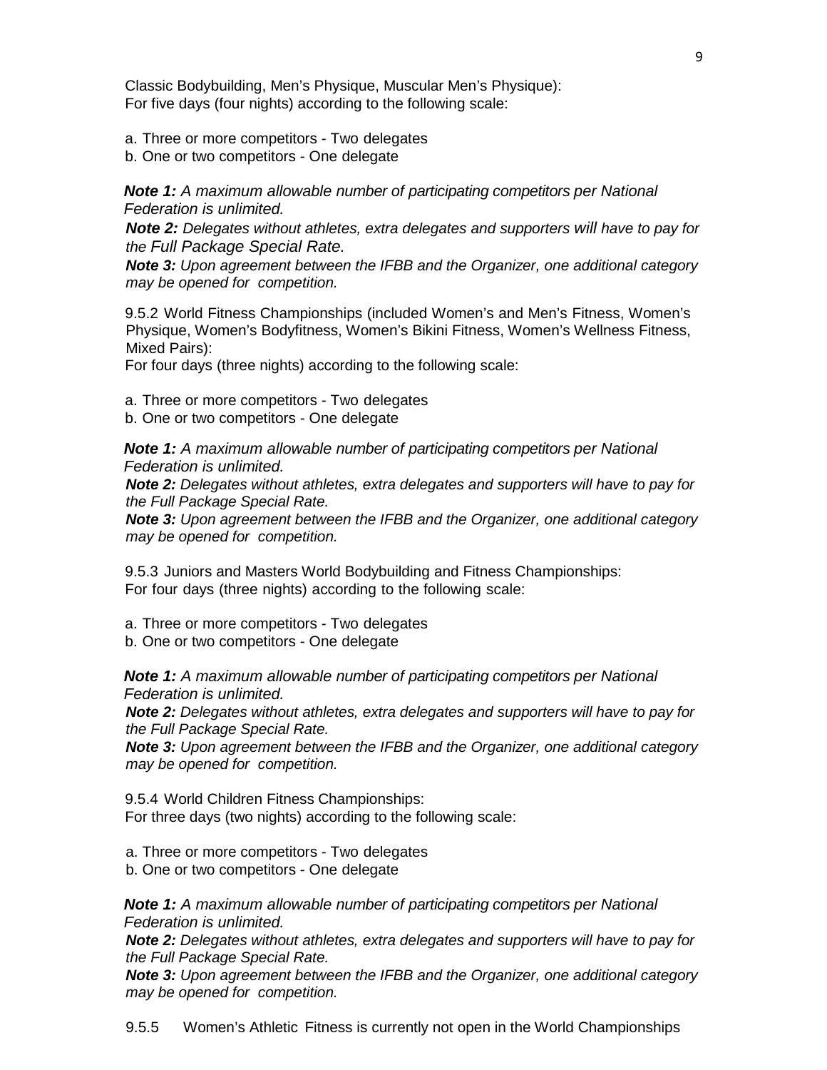Classic Bodybuilding, Men's Physique, Muscular Men's Physique):
For five days (four nights) according to the following scale:

a. Three or more competitors - Two delegates
b. One or two competitors - One delegate

***Note 1:*** *A maximum allowable number of participating competitors per National Federation is unlimited.*
***Note 2:*** *Delegates without athletes, extra delegates and supporters will have to pay for the Full Package Special Rate.*
***Note 3:*** *Upon agreement between the IFBB and the Organizer, one additional category may be opened for competition.*

9.5.2 World Fitness Championships (included Women's and Men's Fitness, Women's Physique, Women's Bodyfitness, Women's Bikini Fitness, Women's Wellness Fitness, Mixed Pairs):
For four days (three nights) according to the following scale:

a. Three or more competitors - Two delegates
b. One or two competitors - One delegate

***Note 1:*** *A maximum allowable number of participating competitors per National Federation is unlimited.*
***Note 2:*** *Delegates without athletes, extra delegates and supporters will have to pay for the Full Package Special Rate.*
***Note 3:*** *Upon agreement between the IFBB and the Organizer, one additional category may be opened for competition.*

9.5.3 Juniors and Masters World Bodybuilding and Fitness Championships:
For four days (three nights) according to the following scale:

a. Three or more competitors - Two delegates
b. One or two competitors - One delegate

***Note 1:*** *A maximum allowable number of participating competitors per National Federation is unlimited.*
***Note 2:*** *Delegates without athletes, extra delegates and supporters will have to pay for the Full Package Special Rate.*
***Note 3:*** *Upon agreement between the IFBB and the Organizer, one additional category may be opened for competition.*

9.5.4 World Children Fitness Championships:
For three days (two nights) according to the following scale:

a. Three or more competitors - Two delegates
b. One or two competitors - One delegate

***Note 1:*** *A maximum allowable number of participating competitors per National Federation is unlimited.*
***Note 2:*** *Delegates without athletes, extra delegates and supporters will have to pay for the Full Package Special Rate.*
***Note 3:*** *Upon agreement between the IFBB and the Organizer, one additional category may be opened for competition.*

9.5.5 Women's Athletic Fitness is currently not open in the World Championships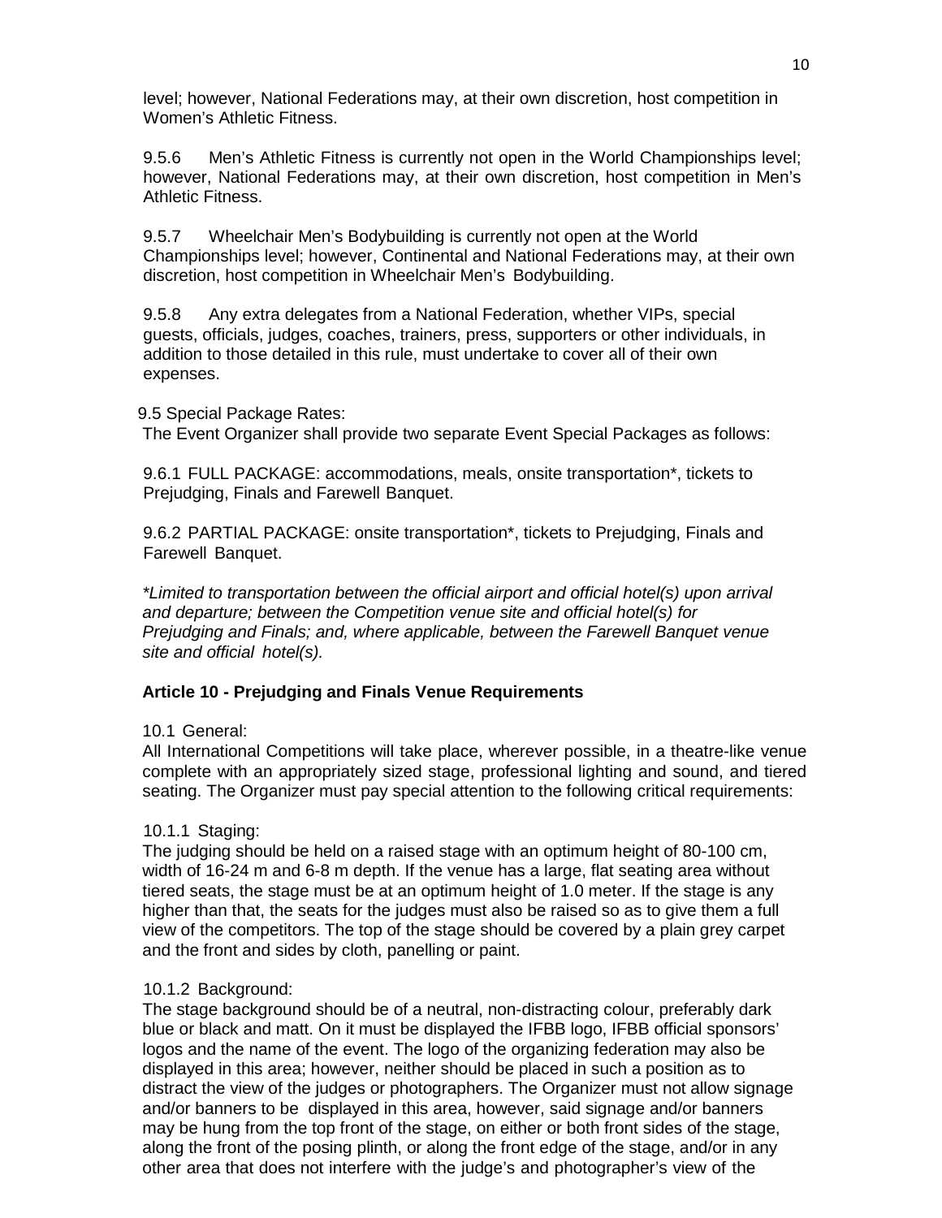level; however, National Federations may, at their own discretion, host competition in Women's Athletic Fitness.

9.5.6 Men's Athletic Fitness is currently not open in the World Championships level; however, National Federations may, at their own discretion, host competition in Men's Athletic Fitness.

9.5.7 Wheelchair Men's Bodybuilding is currently not open at the World Championships level; however, Continental and National Federations may, at their own discretion, host competition in Wheelchair Men's Bodybuilding.

9.5.8 Any extra delegates from a National Federation, whether VIPs, special guests, officials, judges, coaches, trainers, press, supporters or other individuals, in addition to those detailed in this rule, must undertake to cover all of their own expenses.

9.5 Special Package Rates:
The Event Organizer shall provide two separate Event Special Packages as follows:

9.6.1 FULL PACKAGE: accommodations, meals, onsite transportation*, tickets to Prejudging, Finals and Farewell Banquet.

9.6.2 PARTIAL PACKAGE: onsite transportation*, tickets to Prejudging, Finals and Farewell Banquet.

*\*Limited to transportation between the official airport and official hotel(s) upon arrival and departure; between the Competition venue site and official hotel(s) for Prejudging and Finals; and, where applicable, between the Farewell Banquet venue site and official hotel(s).*

**Article 10 - Prejudging and Finals Venue Requirements**

10.1 General:
All International Competitions will take place, wherever possible, in a theatre-like venue complete with an appropriately sized stage, professional lighting and sound, and tiered seating. The Organizer must pay special attention to the following critical requirements:

10.1.1 Staging:
The judging should be held on a raised stage with an optimum height of 80-100 cm, width of 16-24 m and 6-8 m depth. If the venue has a large, flat seating area without tiered seats, the stage must be at an optimum height of 1.0 meter. If the stage is any higher than that, the seats for the judges must also be raised so as to give them a full view of the competitors. The top of the stage should be covered by a plain grey carpet and the front and sides by cloth, panelling or paint.

10.1.2 Background:
The stage background should be of a neutral, non-distracting colour, preferably dark blue or black and matt. On it must be displayed the IFBB logo, IFBB official sponsors' logos and the name of the event. The logo of the organizing federation may also be displayed in this area; however, neither should be placed in such a position as to distract the view of the judges or photographers. The Organizer must not allow signage and/or banners to be displayed in this area, however, said signage and/or banners may be hung from the top front of the stage, on either or both front sides of the stage, along the front of the posing plinth, or along the front edge of the stage, and/or in any other area that does not interfere with the judge's and photographer's view of the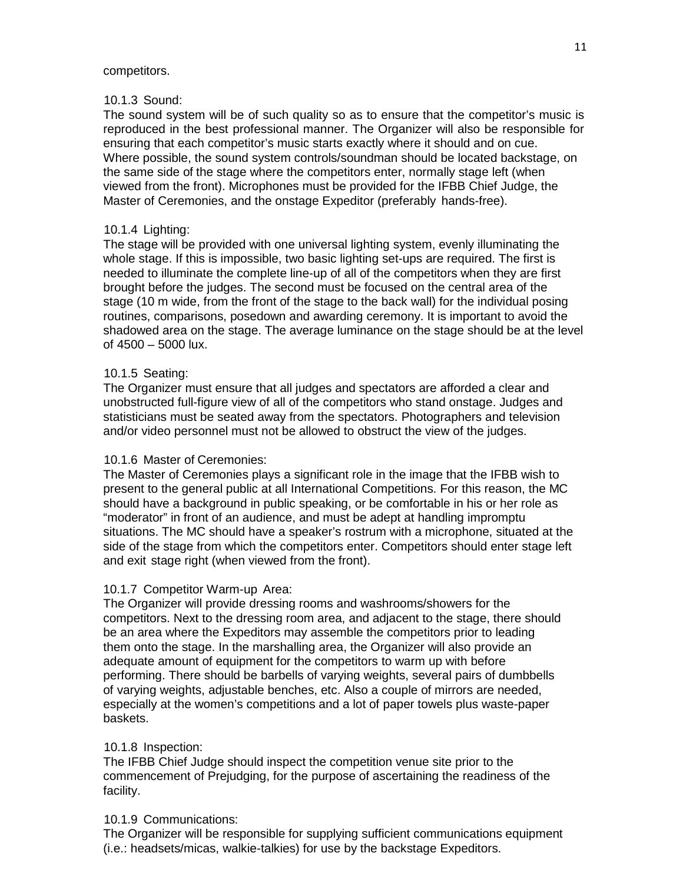competitors.

10.1.3 Sound:

The sound system will be of such quality so as to ensure that the competitor's music is reproduced in the best professional manner. The Organizer will also be responsible for ensuring that each competitor's music starts exactly where it should and on cue. Where possible, the sound system controls/soundman should be located backstage, on the same side of the stage where the competitors enter, normally stage left (when viewed from the front). Microphones must be provided for the IFBB Chief Judge, the Master of Ceremonies, and the onstage Expeditor (preferably hands-free).

10.1.4 Lighting:

The stage will be provided with one universal lighting system, evenly illuminating the whole stage. If this is impossible, two basic lighting set-ups are required. The first is needed to illuminate the complete line-up of all of the competitors when they are first brought before the judges. The second must be focused on the central area of the stage (10 m wide, from the front of the stage to the back wall) for the individual posing routines, comparisons, posedown and awarding ceremony. It is important to avoid the shadowed area on the stage. The average luminance on the stage should be at the level of 4500 – 5000 lux.

10.1.5 Seating:

The Organizer must ensure that all judges and spectators are afforded a clear and unobstructed full-figure view of all of the competitors who stand onstage. Judges and statisticians must be seated away from the spectators. Photographers and television and/or video personnel must not be allowed to obstruct the view of the judges.

10.1.6 Master of Ceremonies:

The Master of Ceremonies plays a significant role in the image that the IFBB wish to present to the general public at all International Competitions. For this reason, the MC should have a background in public speaking, or be comfortable in his or her role as "moderator" in front of an audience, and must be adept at handling impromptu situations. The MC should have a speaker's rostrum with a microphone, situated at the side of the stage from which the competitors enter. Competitors should enter stage left and exit stage right (when viewed from the front).

10.1.7 Competitor Warm-up Area:

The Organizer will provide dressing rooms and washrooms/showers for the competitors. Next to the dressing room area, and adjacent to the stage, there should be an area where the Expeditors may assemble the competitors prior to leading them onto the stage. In the marshalling area, the Organizer will also provide an adequate amount of equipment for the competitors to warm up with before performing. There should be barbells of varying weights, several pairs of dumbbells of varying weights, adjustable benches, etc. Also a couple of mirrors are needed, especially at the women's competitions and a lot of paper towels plus waste-paper baskets.

10.1.8 Inspection:

The IFBB Chief Judge should inspect the competition venue site prior to the commencement of Prejudging, for the purpose of ascertaining the readiness of the facility.

10.1.9 Communications:

The Organizer will be responsible for supplying sufficient communications equipment (i.e.: headsets/micas, walkie-talkies) for use by the backstage Expeditors.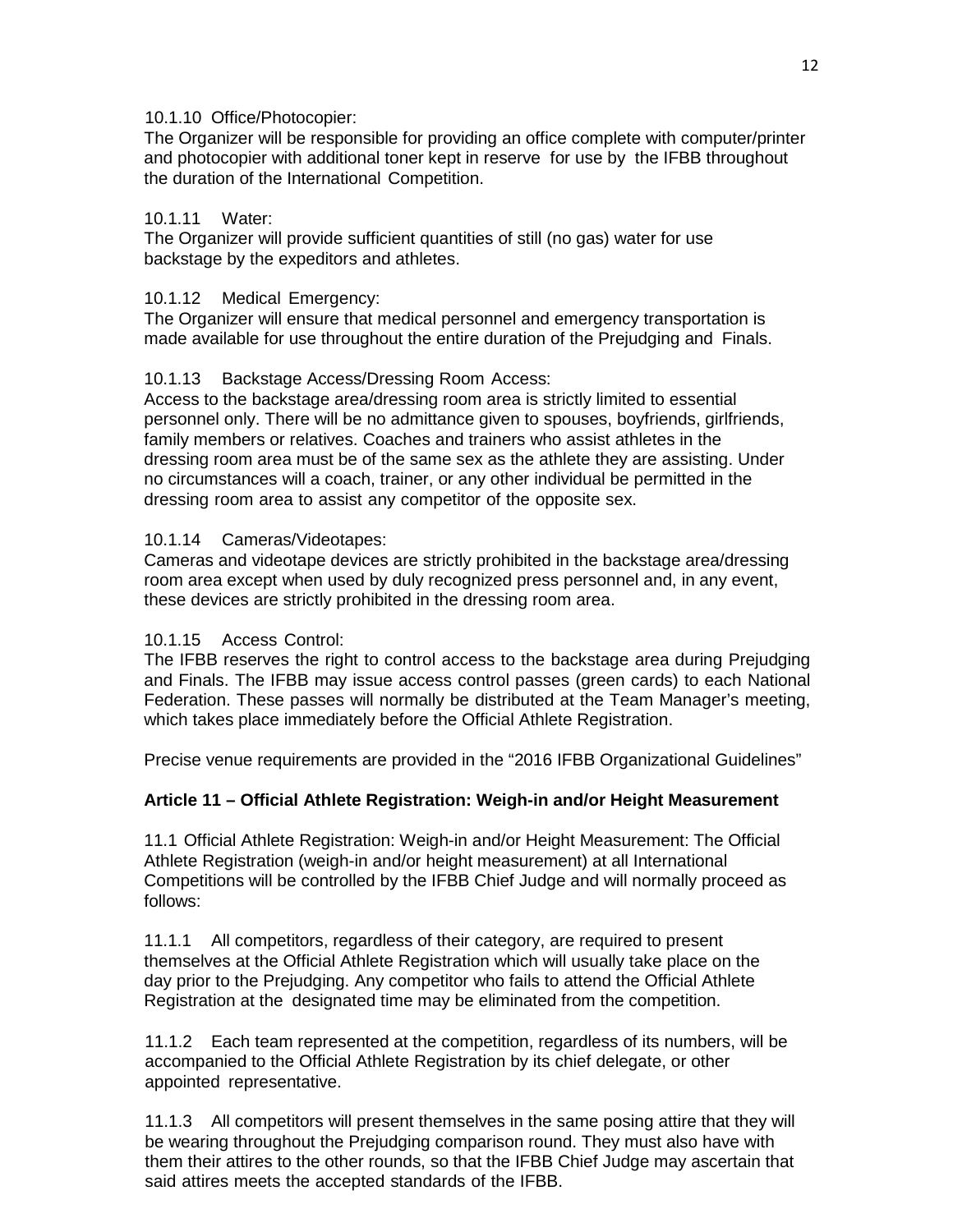10.1.10 Office/Photocopier:
The Organizer will be responsible for providing an office complete with computer/printer and photocopier with additional toner kept in reserve for use by the IFBB throughout the duration of the International Competition.

10.1.11 Water:
The Organizer will provide sufficient quantities of still (no gas) water for use backstage by the expeditors and athletes.

10.1.12 Medical Emergency:
The Organizer will ensure that medical personnel and emergency transportation is made available for use throughout the entire duration of the Prejudging and Finals.

10.1.13 Backstage Access/Dressing Room Access:
Access to the backstage area/dressing room area is strictly limited to essential personnel only. There will be no admittance given to spouses, boyfriends, girlfriends, family members or relatives. Coaches and trainers who assist athletes in the dressing room area must be of the same sex as the athlete they are assisting. Under no circumstances will a coach, trainer, or any other individual be permitted in the dressing room area to assist any competitor of the opposite sex.

10.1.14 Cameras/Videotapes:
Cameras and videotape devices are strictly prohibited in the backstage area/dressing room area except when used by duly recognized press personnel and, in any event, these devices are strictly prohibited in the dressing room area.

10.1.15 Access Control:
The IFBB reserves the right to control access to the backstage area during Prejudging and Finals. The IFBB may issue access control passes (green cards) to each National Federation. These passes will normally be distributed at the Team Manager's meeting, which takes place immediately before the Official Athlete Registration.

Precise venue requirements are provided in the "2016 IFBB Organizational Guidelines"

**Article 11 – Official Athlete Registration: Weigh-in and/or Height Measurement**

11.1 Official Athlete Registration: Weigh-in and/or Height Measurement: The Official Athlete Registration (weigh-in and/or height measurement) at all International Competitions will be controlled by the IFBB Chief Judge and will normally proceed as follows:

11.1.1 All competitors, regardless of their category, are required to present themselves at the Official Athlete Registration which will usually take place on the day prior to the Prejudging. Any competitor who fails to attend the Official Athlete Registration at the designated time may be eliminated from the competition.

11.1.2 Each team represented at the competition, regardless of its numbers, will be accompanied to the Official Athlete Registration by its chief delegate, or other appointed representative.

11.1.3 All competitors will present themselves in the same posing attire that they will be wearing throughout the Prejudging comparison round. They must also have with them their attires to the other rounds, so that the IFBB Chief Judge may ascertain that said attires meets the accepted standards of the IFBB.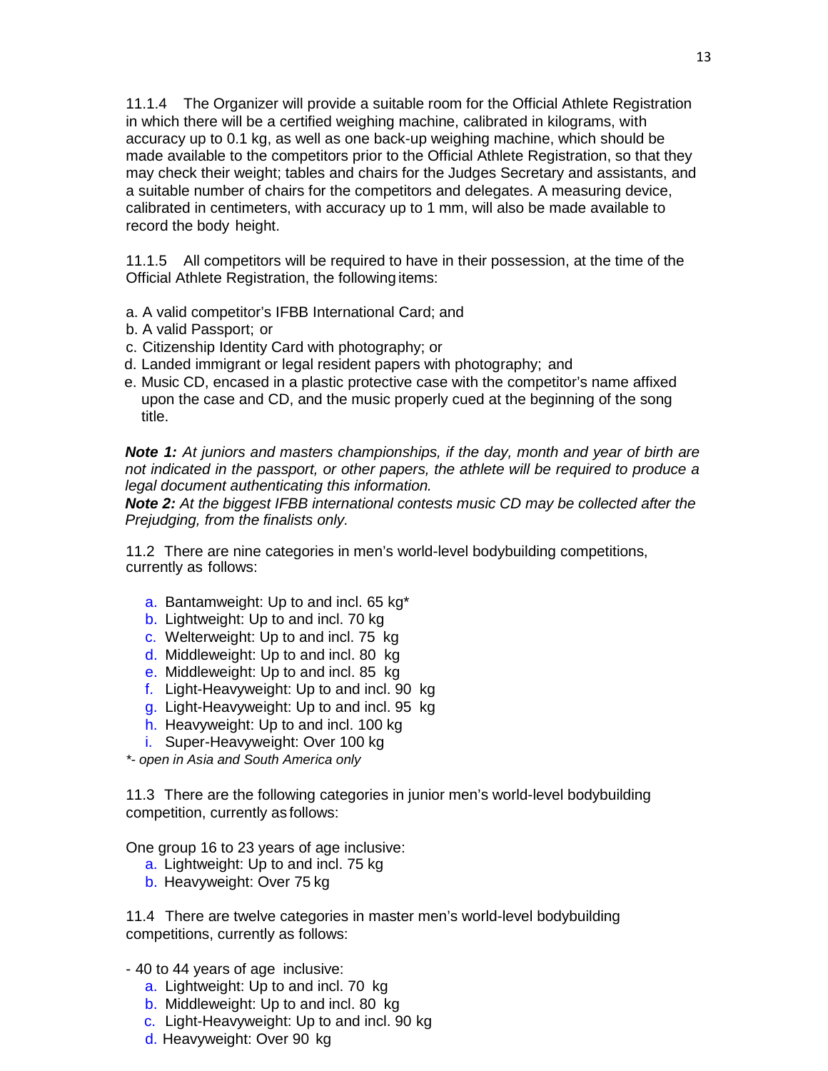11.1.4 The Organizer will provide a suitable room for the Official Athlete Registration in which there will be a certified weighing machine, calibrated in kilograms, with accuracy up to 0.1 kg, as well as one back-up weighing machine, which should be made available to the competitors prior to the Official Athlete Registration, so that they may check their weight; tables and chairs for the Judges Secretary and assistants, and a suitable number of chairs for the competitors and delegates. A measuring device, calibrated in centimeters, with accuracy up to 1 mm, will also be made available to record the body height.

11.1.5 All competitors will be required to have in their possession, at the time of the Official Athlete Registration, the following items:

a. A valid competitor's IFBB International Card; and
b. A valid Passport; or
c. Citizenship Identity Card with photography; or
d. Landed immigrant or legal resident papers with photography; and
e. Music CD, encased in a plastic protective case with the competitor's name affixed upon the case and CD, and the music properly cued at the beginning of the song title.

***Note 1:*** *At juniors and masters championships, if the day, month and year of birth are not indicated in the passport, or other papers, the athlete will be required to produce a legal document authenticating this information.*
***Note 2:*** *At the biggest IFBB international contests music CD may be collected after the Prejudging, from the finalists only.*

11.2 There are nine categories in men's world-level bodybuilding competitions, currently as follows:

a. Bantamweight: Up to and incl. 65 kg*
b. Lightweight: Up to and incl. 70 kg
c. Welterweight: Up to and incl. 75 kg
d. Middleweight: Up to and incl. 80 kg
e. Middleweight: Up to and incl. 85 kg
f. Light-Heavyweight: Up to and incl. 90 kg
g. Light-Heavyweight: Up to and incl. 95 kg
h. Heavyweight: Up to and incl. 100 kg
i. Super-Heavyweight: Over 100 kg

*\*- open in Asia and South America only*

11.3 There are the following categories in junior men's world-level bodybuilding competition, currently as follows:

One group 16 to 23 years of age inclusive:

a. Lightweight: Up to and incl. 75 kg
b. Heavyweight: Over 75 kg

11.4 There are twelve categories in master men's world-level bodybuilding competitions, currently as follows:

- 40 to 44 years of age inclusive:

a. Lightweight: Up to and incl. 70 kg
b. Middleweight: Up to and incl. 80 kg
c. Light-Heavyweight: Up to and incl. 90 kg
d. Heavyweight: Over 90 kg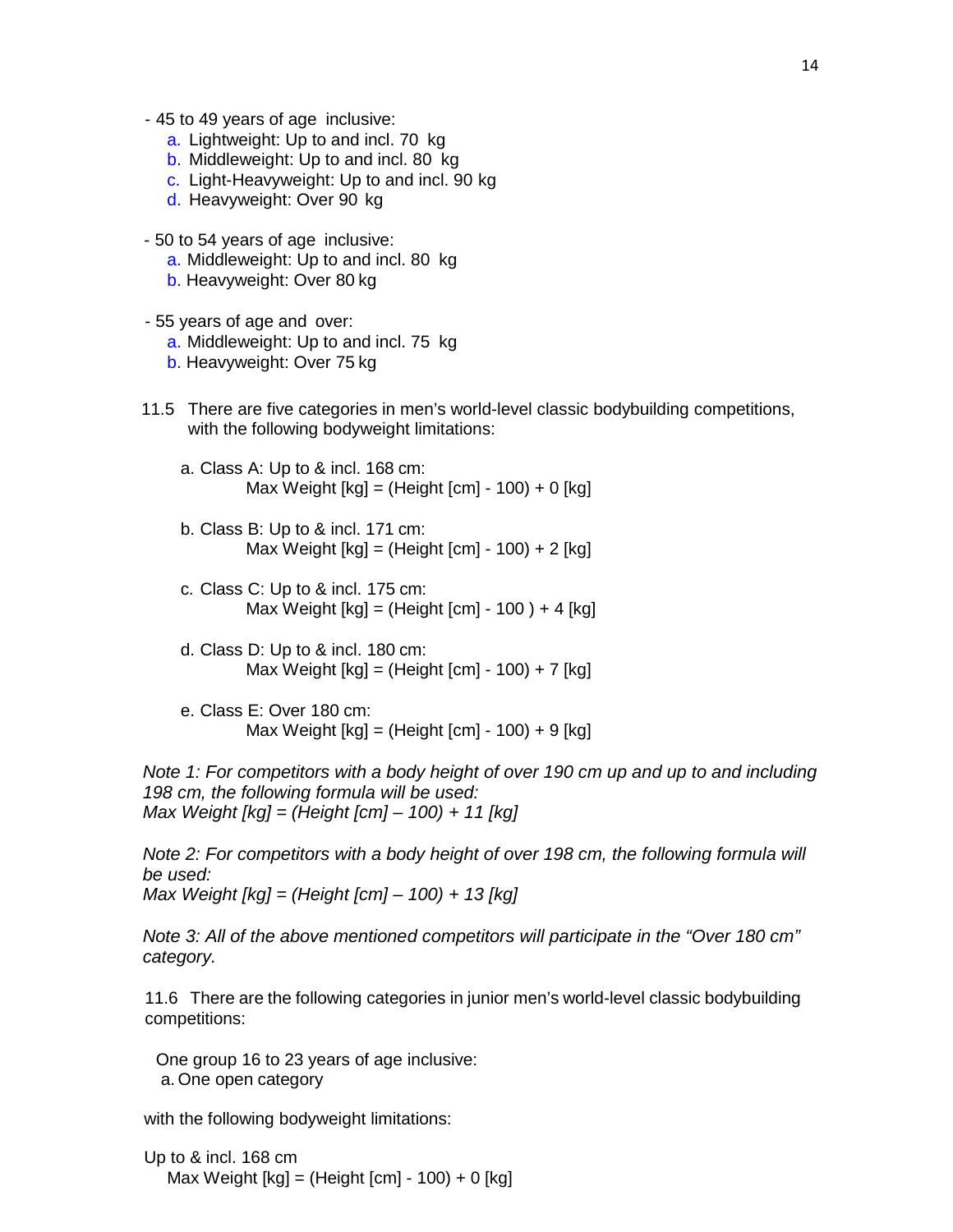- 45 to 49 years of age inclusive:
  a. Lightweight: Up to and incl. 70 kg
  b. Middleweight: Up to and incl. 80 kg
  c. Light-Heavyweight: Up to and incl. 90 kg
  d. Heavyweight: Over 90 kg

- 50 to 54 years of age inclusive:
  a. Middleweight: Up to and incl. 80 kg
  b. Heavyweight: Over 80 kg

- 55 years of age and over:
  a. Middleweight: Up to and incl. 75 kg
  b. Heavyweight: Over 75 kg

11.5 There are five categories in men's world-level classic bodybuilding competitions, with the following bodyweight limitations:

a. Class A: Up to & incl. 168 cm:
Max Weight [kg] = (Height [cm] - 100) + 0 [kg]

b. Class B: Up to & incl. 171 cm:
Max Weight [kg] = (Height [cm] - 100) + 2 [kg]

c. Class C: Up to & incl. 175 cm:
Max Weight [kg] = (Height [cm] - 100 ) + 4 [kg]

d. Class D: Up to & incl. 180 cm:
Max Weight [kg] = (Height [cm] - 100) + 7 [kg]

e. Class E: Over 180 cm:
Max Weight [kg] = (Height [cm] - 100) + 9 [kg]

*Note 1: For competitors with a body height of over 190 cm up and up to and including 198 cm, the following formula will be used:*
*Max Weight [kg] = (Height [cm] – 100) + 11 [kg]*

*Note 2: For competitors with a body height of over 198 cm, the following formula will be used:*
*Max Weight [kg] = (Height [cm] – 100) + 13 [kg]*

*Note 3: All of the above mentioned competitors will participate in the "Over 180 cm" category.*

11.6 There are the following categories in junior men's world-level classic bodybuilding competitions:

One group 16 to 23 years of age inclusive:
a. One open category

with the following bodyweight limitations:

Up to & incl. 168 cm
Max Weight [kg] = (Height [cm] - 100) + 0 [kg]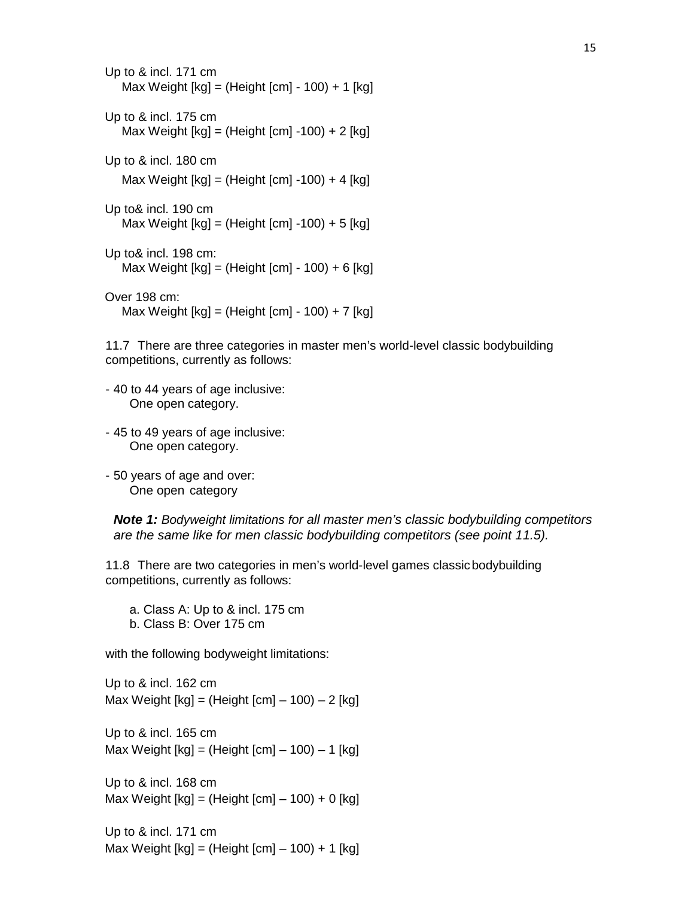Up to & incl. 171 cm
Max Weight [kg] = (Height [cm] - 100) + 1 [kg]

Up to & incl. 175 cm
Max Weight [kg] = (Height [cm] -100) + 2 [kg]

Up to & incl. 180 cm
Max Weight [kg] = (Height [cm] -100) + 4 [kg]

Up to& incl. 190 cm
Max Weight [kg] = (Height [cm] -100) + 5 [kg]

Up to& incl. 198 cm:
Max Weight [kg] = (Height [cm] - 100) + 6 [kg]

Over 198 cm:
Max Weight [kg] = (Height [cm] - 100) + 7 [kg]

11.7 There are three categories in master men's world-level classic bodybuilding competitions, currently as follows:

- 40 to 44 years of age inclusive:
  One open category.
- 45 to 49 years of age inclusive:
  One open category.
- 50 years of age and over:
  One open category

***Note 1:*** *Bodyweight limitations for all master men's classic bodybuilding competitors are the same like for men classic bodybuilding competitors (see point 11.5).*

11.8 There are two categories in men's world-level games classic bodybuilding competitions, currently as follows:

a. Class A: Up to & incl. 175 cm
b. Class B: Over 175 cm

with the following bodyweight limitations:

Up to & incl. 162 cm
Max Weight [kg] = (Height [cm] – 100) – 2 [kg]

Up to & incl. 165 cm
Max Weight [kg] = (Height [cm] – 100) – 1 [kg]

Up to & incl. 168 cm
Max Weight [kg] = (Height [cm] – 100) + 0 [kg]

Up to & incl. 171 cm
Max Weight [kg] = (Height [cm] – 100) + 1 [kg]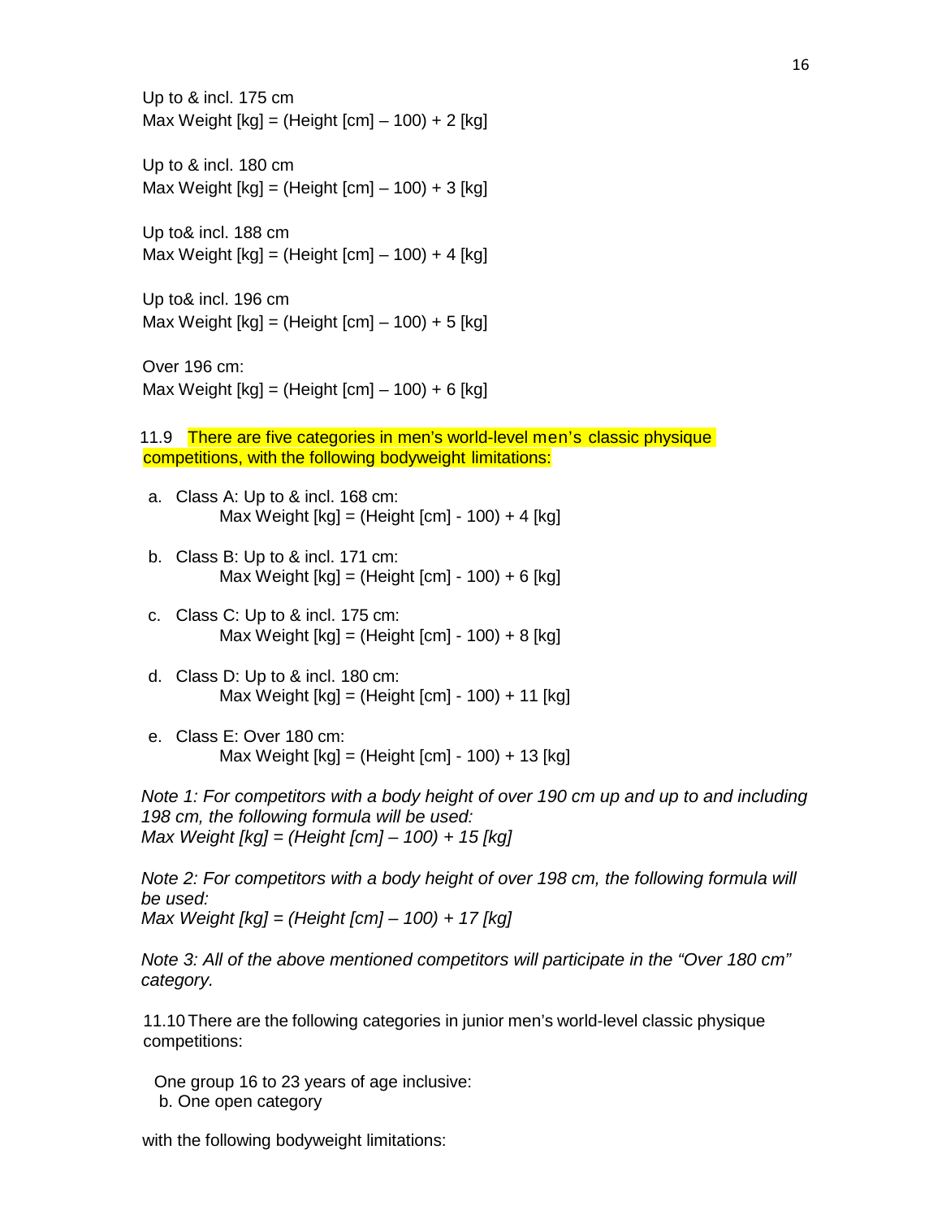Up to & incl. 175 cm
Max Weight [kg] = (Height [cm] – 100) + 2 [kg]

Up to & incl. 180 cm
Max Weight [kg] = (Height [cm] – 100) + 3 [kg]

Up to& incl. 188 cm
Max Weight [kg] = (Height [cm] – 100) + 4 [kg]

Up to& incl. 196 cm
Max Weight [kg] = (Height [cm] – 100) + 5 [kg]

Over 196 cm:
Max Weight [kg] = (Height [cm] – 100) + 6 [kg]

11.9 There are five categories in men's world-level men's classic physique competitions, with the following bodyweight limitations:

a. Class A: Up to & incl. 168 cm:
   Max Weight [kg] = (Height [cm] - 100) + 4 [kg]

b. Class B: Up to & incl. 171 cm:
   Max Weight [kg] = (Height [cm] - 100) + 6 [kg]

c. Class C: Up to & incl. 175 cm:
   Max Weight [kg] = (Height [cm] - 100) + 8 [kg]

d. Class D: Up to & incl. 180 cm:
   Max Weight [kg] = (Height [cm] - 100) + 11 [kg]

e. Class E: Over 180 cm:
   Max Weight [kg] = (Height [cm] - 100) + 13 [kg]

*Note 1: For competitors with a body height of over 190 cm up and up to and including 198 cm, the following formula will be used:*
*Max Weight [kg] = (Height [cm] – 100) + 15 [kg]*

*Note 2: For competitors with a body height of over 198 cm, the following formula will be used:*
*Max Weight [kg] = (Height [cm] – 100) + 17 [kg]*

*Note 3: All of the above mentioned competitors will participate in the "Over 180 cm" category.*

11.10 There are the following categories in junior men's world-level classic physique competitions:

One group 16 to 23 years of age inclusive:
b. One open category

with the following bodyweight limitations: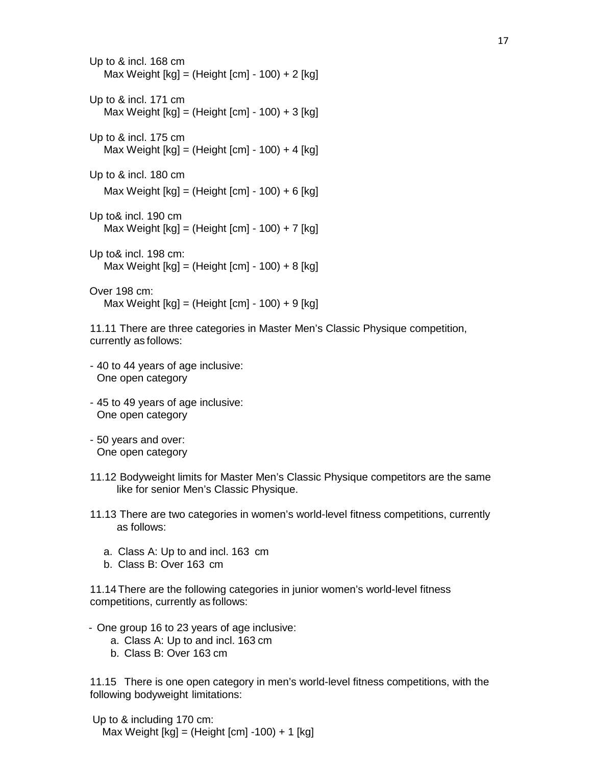Up to & incl. 168 cm
Max Weight [kg] = (Height [cm] - 100) + 2 [kg]

Up to & incl. 171 cm
Max Weight [kg] = (Height [cm] - 100) + 3 [kg]

Up to & incl. 175 cm
Max Weight [kg] = (Height [cm] - 100) + 4 [kg]

Up to & incl. 180 cm
Max Weight [kg] = (Height [cm] - 100) + 6 [kg]

Up to& incl. 190 cm
Max Weight [kg] = (Height [cm] - 100) + 7 [kg]

Up to& incl. 198 cm:
Max Weight [kg] = (Height [cm] - 100) + 8 [kg]

Over 198 cm:
Max Weight [kg] = (Height [cm] - 100) + 9 [kg]

11.11 There are three categories in Master Men's Classic Physique competition, currently as follows:

- 40 to 44 years of age inclusive:
  One open category
- 45 to 49 years of age inclusive:
  One open category
- 50 years and over:
  One open category

11.12 Bodyweight limits for Master Men's Classic Physique competitors are the same like for senior Men's Classic Physique.

11.13 There are two categories in women's world-level fitness competitions, currently as follows:

a. Class A: Up to and incl. 163 cm
b. Class B: Over 163 cm

11.14 There are the following categories in junior women's world-level fitness competitions, currently as follows:

- One group 16 to 23 years of age inclusive:
  a. Class A: Up to and incl. 163 cm
  b. Class B: Over 163 cm

11.15 There is one open category in men's world-level fitness competitions, with the following bodyweight limitations:

Up to & including 170 cm:
Max Weight [kg] = (Height [cm] -100) + 1 [kg]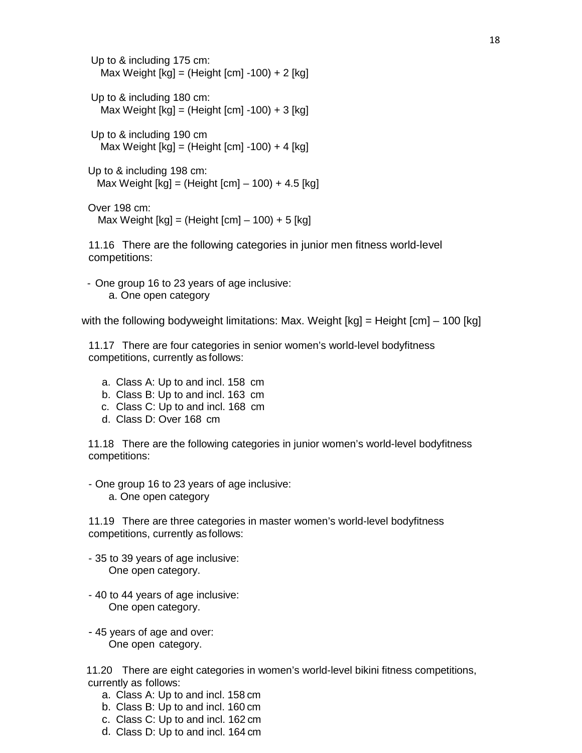Up to & including 175 cm:
Max Weight [kg] = (Height [cm] -100) + 2 [kg]

Up to & including 180 cm:
Max Weight [kg] = (Height [cm] -100) + 3 [kg]

Up to & including 190 cm
Max Weight [kg] = (Height [cm] -100) + 4 [kg]

Up to & including 198 cm:
Max Weight [kg] = (Height [cm] – 100) + 4.5 [kg]

Over 198 cm:
Max Weight [kg] = (Height [cm] – 100) + 5 [kg]

11.16 There are the following categories in junior men fitness world-level competitions:

- One group 16 to 23 years of age inclusive:
  a. One open category

with the following bodyweight limitations: Max. Weight [kg] = Height [cm] – 100 [kg]

11.17 There are four categories in senior women's world-level bodyfitness competitions, currently as follows:

a. Class A: Up to and incl. 158 cm
b. Class B: Up to and incl. 163 cm
c. Class C: Up to and incl. 168 cm
d. Class D: Over 168 cm

11.18 There are the following categories in junior women's world-level bodyfitness competitions:

- One group 16 to 23 years of age inclusive:
  a. One open category

11.19 There are three categories in master women's world-level bodyfitness competitions, currently as follows:

- 35 to 39 years of age inclusive:
  One open category.

- 40 to 44 years of age inclusive:
  One open category.

- 45 years of age and over:
  One open category.

11.20 There are eight categories in women's world-level bikini fitness competitions, currently as follows:

a. Class A: Up to and incl. 158 cm
b. Class B: Up to and incl. 160 cm
c. Class C: Up to and incl. 162 cm
d. Class D: Up to and incl. 164 cm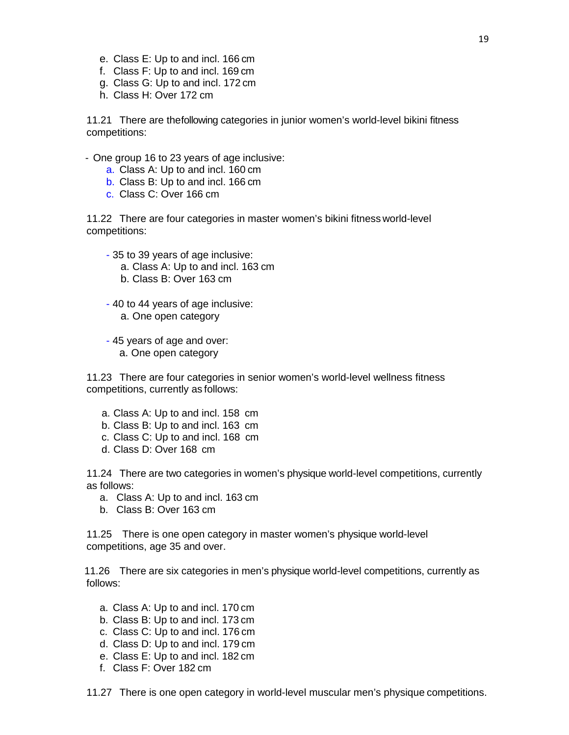e. Class E: Up to and incl. 166 cm
f. Class F: Up to and incl. 169 cm
g. Class G: Up to and incl. 172 cm
h. Class H: Over 172 cm

11.21 There are thefollowing categories in junior women's world-level bikini fitness competitions:

- One group 16 to 23 years of age inclusive:
    - a. Class A: Up to and incl. 160 cm
    - b. Class B: Up to and incl. 166 cm
    - c. Class C: Over 166 cm

11.22 There are four categories in master women's bikini fitness world-level competitions:

- 35 to 39 years of age inclusive:
    - a. Class A: Up to and incl. 163 cm
    - b. Class B: Over 163 cm

- 40 to 44 years of age inclusive:
    - a. One open category

- 45 years of age and over:
    - a. One open category

11.23 There are four categories in senior women's world-level wellness fitness competitions, currently as follows:

a. Class A: Up to and incl. 158 cm
b. Class B: Up to and incl. 163 cm
c. Class C: Up to and incl. 168 cm
d. Class D: Over 168 cm

11.24 There are two categories in women's physique world-level competitions, currently as follows:

a. Class A: Up to and incl. 163 cm
b. Class B: Over 163 cm

11.25 There is one open category in master women's physique world-level competitions, age 35 and over.

11.26 There are six categories in men's physique world-level competitions, currently as follows:

a. Class A: Up to and incl. 170 cm
b. Class B: Up to and incl. 173 cm
c. Class C: Up to and incl. 176 cm
d. Class D: Up to and incl. 179 cm
e. Class E: Up to and incl. 182 cm
f. Class F: Over 182 cm

11.27 There is one open category in world-level muscular men's physique competitions.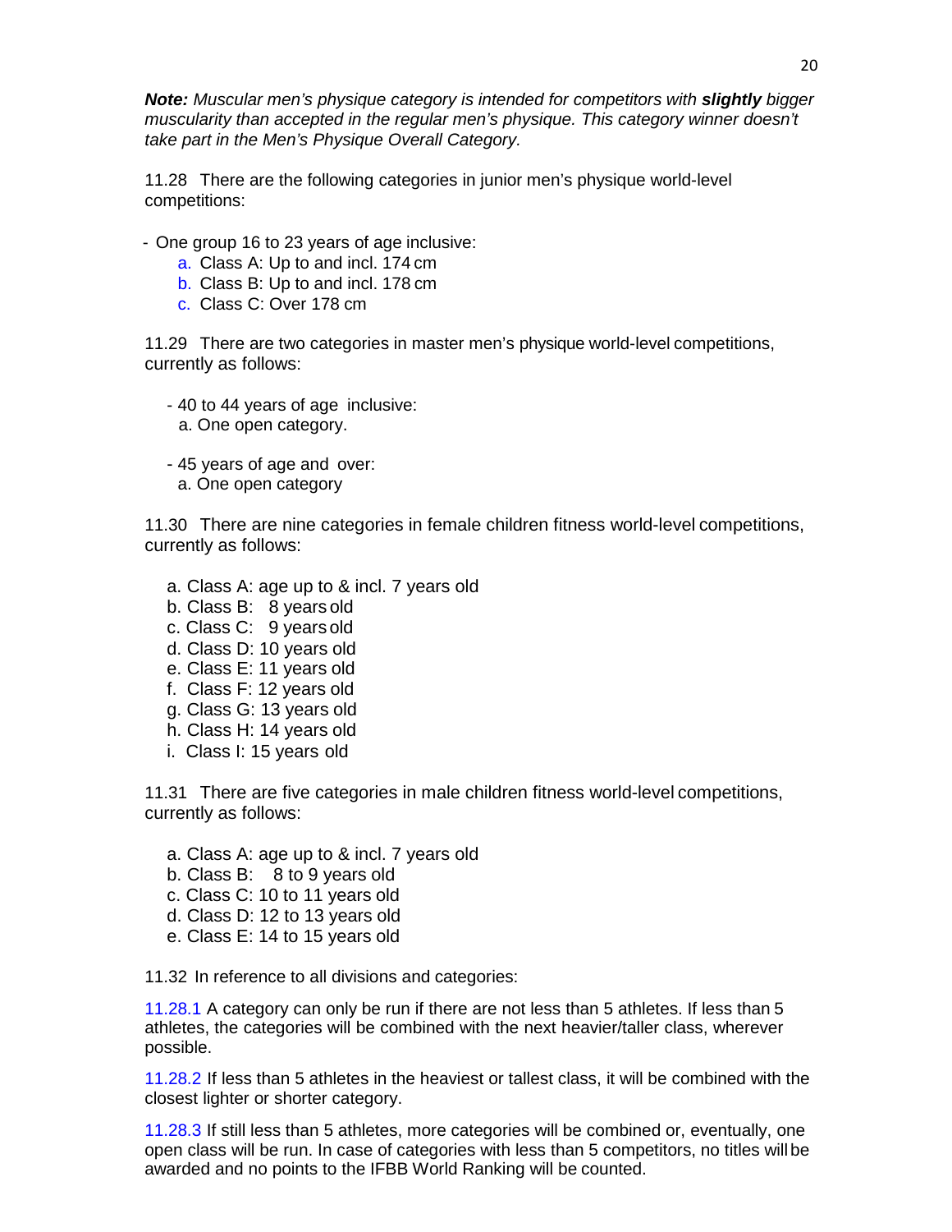***Note:*** *Muscular men's physique category is intended for competitors with* ***slightly*** *bigger muscularity than accepted in the regular men's physique. This category winner doesn't take part in the Men's Physique Overall Category.*

11.28 There are the following categories in junior men's physique world-level competitions:

- One group 16 to 23 years of age inclusive:
  a. Class A: Up to and incl. 174 cm
  b. Class B: Up to and incl. 178 cm
  c. Class C: Over 178 cm

11.29 There are two categories in master men's physique world-level competitions, currently as follows:

- 40 to 44 years of age inclusive:
  a. One open category.

- 45 years of age and over:
  a. One open category

11.30 There are nine categories in female children fitness world-level competitions, currently as follows:

a. Class A: age up to & incl. 7 years old
b. Class B: 8 years old
c. Class C: 9 years old
d. Class D: 10 years old
e. Class E: 11 years old
f. Class F: 12 years old
g. Class G: 13 years old
h. Class H: 14 years old
i. Class I: 15 years old

11.31 There are five categories in male children fitness world-level competitions, currently as follows:

a. Class A: age up to & incl. 7 years old
b. Class B: 8 to 9 years old
c. Class C: 10 to 11 years old
d. Class D: 12 to 13 years old
e. Class E: 14 to 15 years old

11.32 In reference to all divisions and categories:

11.28.1 A category can only be run if there are not less than 5 athletes. If less than 5 athletes, the categories will be combined with the next heavier/taller class, wherever possible.

11.28.2 If less than 5 athletes in the heaviest or tallest class, it will be combined with the closest lighter or shorter category.

11.28.3 If still less than 5 athletes, more categories will be combined or, eventually, one open class will be run. In case of categories with less than 5 competitors, no titles will be awarded and no points to the IFBB World Ranking will be counted.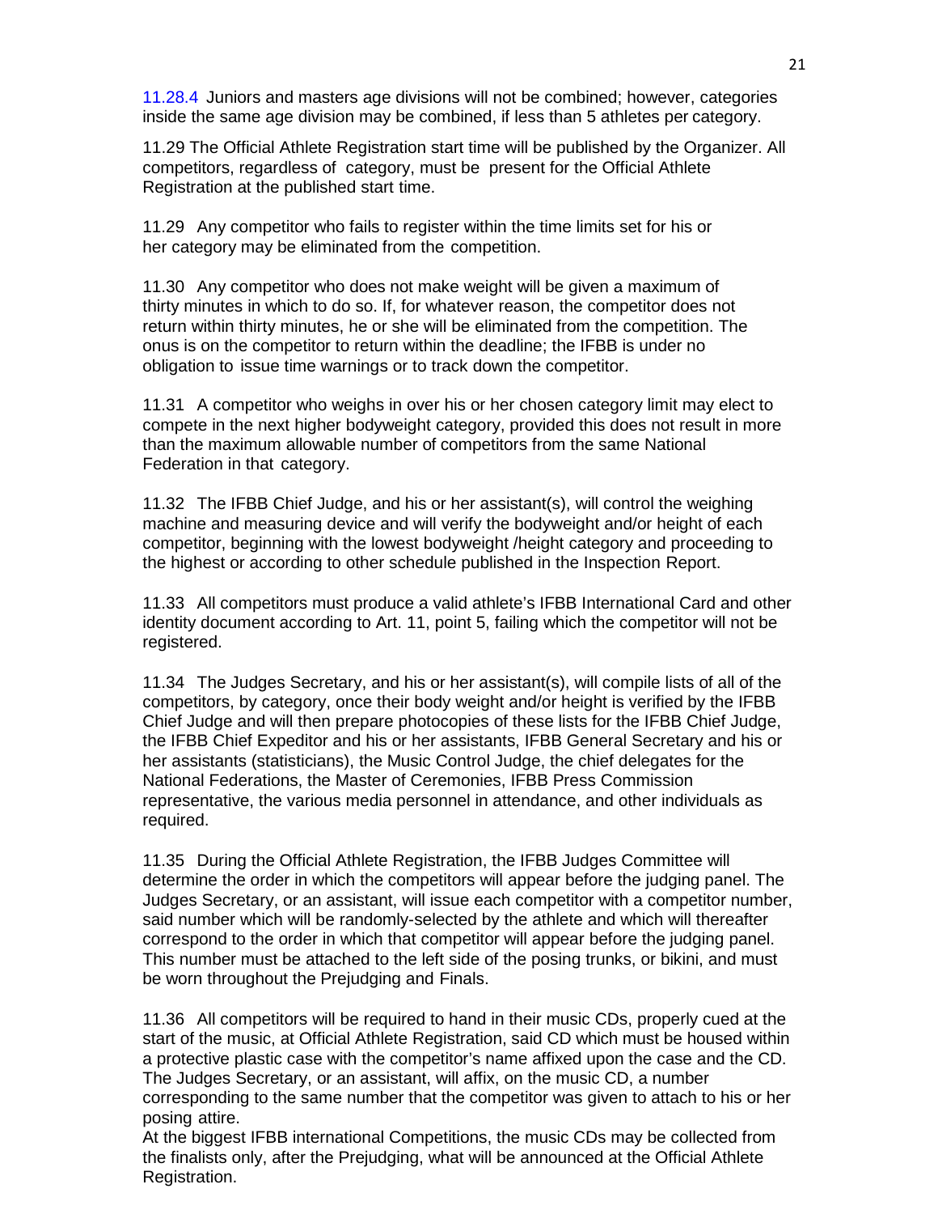11.28.4 Juniors and masters age divisions will not be combined; however, categories inside the same age division may be combined, if less than 5 athletes per category.

11.29 The Official Athlete Registration start time will be published by the Organizer. All competitors, regardless of category, must be present for the Official Athlete Registration at the published start time.

11.29 Any competitor who fails to register within the time limits set for his or her category may be eliminated from the competition.

11.30 Any competitor who does not make weight will be given a maximum of thirty minutes in which to do so. If, for whatever reason, the competitor does not return within thirty minutes, he or she will be eliminated from the competition. The onus is on the competitor to return within the deadline; the IFBB is under no obligation to issue time warnings or to track down the competitor.

11.31 A competitor who weighs in over his or her chosen category limit may elect to compete in the next higher bodyweight category, provided this does not result in more than the maximum allowable number of competitors from the same National Federation in that category.

11.32 The IFBB Chief Judge, and his or her assistant(s), will control the weighing machine and measuring device and will verify the bodyweight and/or height of each competitor, beginning with the lowest bodyweight /height category and proceeding to the highest or according to other schedule published in the Inspection Report.

11.33 All competitors must produce a valid athlete's IFBB International Card and other identity document according to Art. 11, point 5, failing which the competitor will not be registered.

11.34 The Judges Secretary, and his or her assistant(s), will compile lists of all of the competitors, by category, once their body weight and/or height is verified by the IFBB Chief Judge and will then prepare photocopies of these lists for the IFBB Chief Judge, the IFBB Chief Expeditor and his or her assistants, IFBB General Secretary and his or her assistants (statisticians), the Music Control Judge, the chief delegates for the National Federations, the Master of Ceremonies, IFBB Press Commission representative, the various media personnel in attendance, and other individuals as required.

11.35 During the Official Athlete Registration, the IFBB Judges Committee will determine the order in which the competitors will appear before the judging panel. The Judges Secretary, or an assistant, will issue each competitor with a competitor number, said number which will be randomly-selected by the athlete and which will thereafter correspond to the order in which that competitor will appear before the judging panel. This number must be attached to the left side of the posing trunks, or bikini, and must be worn throughout the Prejudging and Finals.

11.36 All competitors will be required to hand in their music CDs, properly cued at the start of the music, at Official Athlete Registration, said CD which must be housed within a protective plastic case with the competitor's name affixed upon the case and the CD. The Judges Secretary, or an assistant, will affix, on the music CD, a number corresponding to the same number that the competitor was given to attach to his or her posing attire.
At the biggest IFBB international Competitions, the music CDs may be collected from the finalists only, after the Prejudging, what will be announced at the Official Athlete Registration.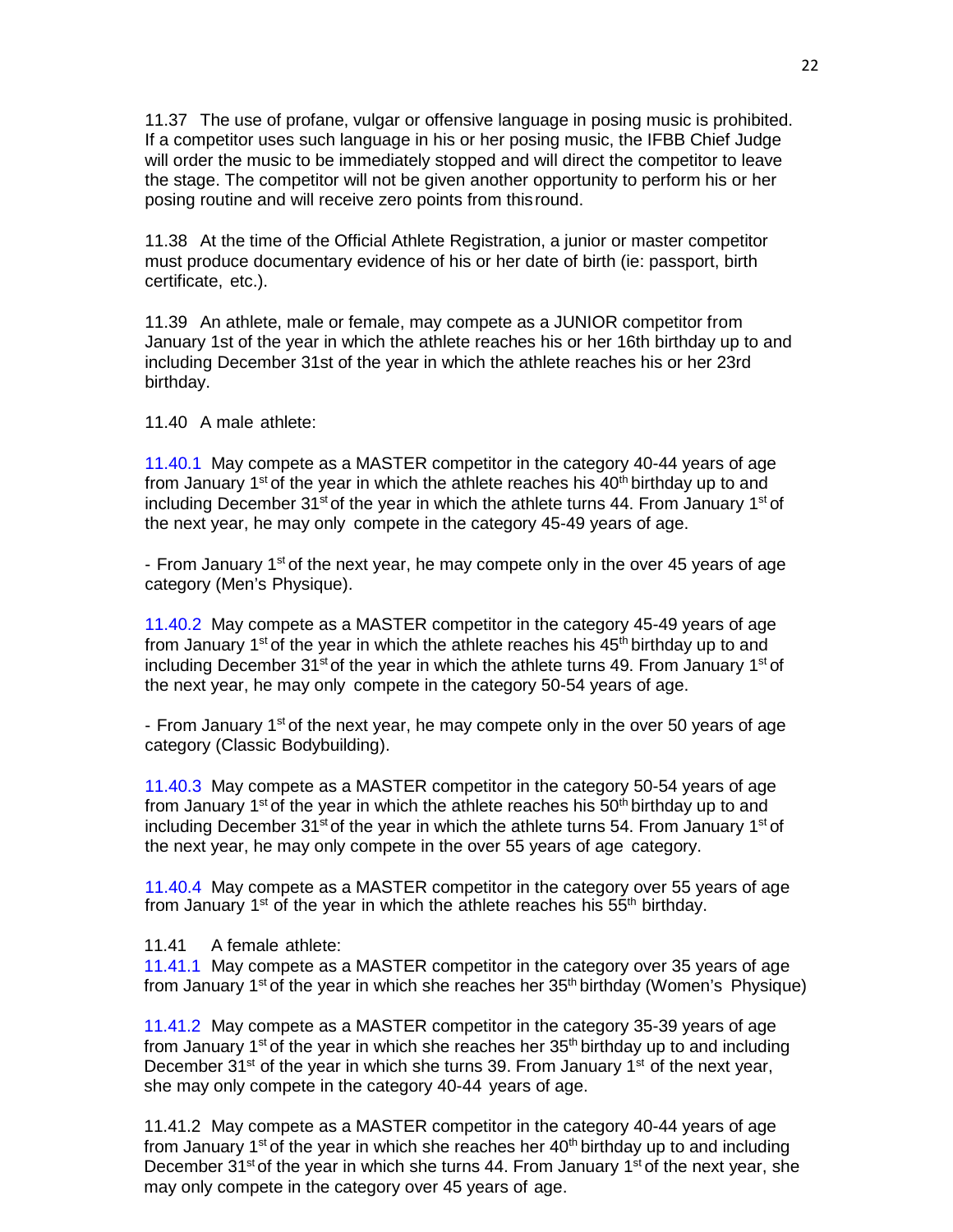11.37 The use of profane, vulgar or offensive language in posing music is prohibited. If a competitor uses such language in his or her posing music, the IFBB Chief Judge will order the music to be immediately stopped and will direct the competitor to leave the stage. The competitor will not be given another opportunity to perform his or her posing routine and will receive zero points from this round.

11.38 At the time of the Official Athlete Registration, a junior or master competitor must produce documentary evidence of his or her date of birth (ie: passport, birth certificate, etc.).

11.39 An athlete, male or female, may compete as a JUNIOR competitor from January 1st of the year in which the athlete reaches his or her 16th birthday up to and including December 31st of the year in which the athlete reaches his or her 23rd birthday.

11.40 A male athlete:

11.40.1 May compete as a MASTER competitor in the category 40-44 years of age from January 1st of the year in which the athlete reaches his 40th birthday up to and including December 31st of the year in which the athlete turns 44. From January 1st of the next year, he may only compete in the category 45-49 years of age.

- From January 1st of the next year, he may compete only in the over 45 years of age category (Men's Physique).

11.40.2 May compete as a MASTER competitor in the category 45-49 years of age from January 1st of the year in which the athlete reaches his 45th birthday up to and including December 31st of the year in which the athlete turns 49. From January 1st of the next year, he may only compete in the category 50-54 years of age.

- From January 1st of the next year, he may compete only in the over 50 years of age category (Classic Bodybuilding).

11.40.3 May compete as a MASTER competitor in the category 50-54 years of age from January 1st of the year in which the athlete reaches his 50th birthday up to and including December 31st of the year in which the athlete turns 54. From January 1st of the next year, he may only compete in the over 55 years of age category.

11.40.4 May compete as a MASTER competitor in the category over 55 years of age from January 1st of the year in which the athlete reaches his 55th birthday.

11.41 A female athlete:

11.41.1 May compete as a MASTER competitor in the category over 35 years of age from January 1st of the year in which she reaches her 35th birthday (Women's Physique)

11.41.2 May compete as a MASTER competitor in the category 35-39 years of age from January 1st of the year in which she reaches her 35th birthday up to and including December 31st of the year in which she turns 39. From January 1st of the next year, she may only compete in the category 40-44 years of age.

11.41.2 May compete as a MASTER competitor in the category 40-44 years of age from January 1st of the year in which she reaches her 40th birthday up to and including December 31st of the year in which she turns 44. From January 1st of the next year, she may only compete in the category over 45 years of age.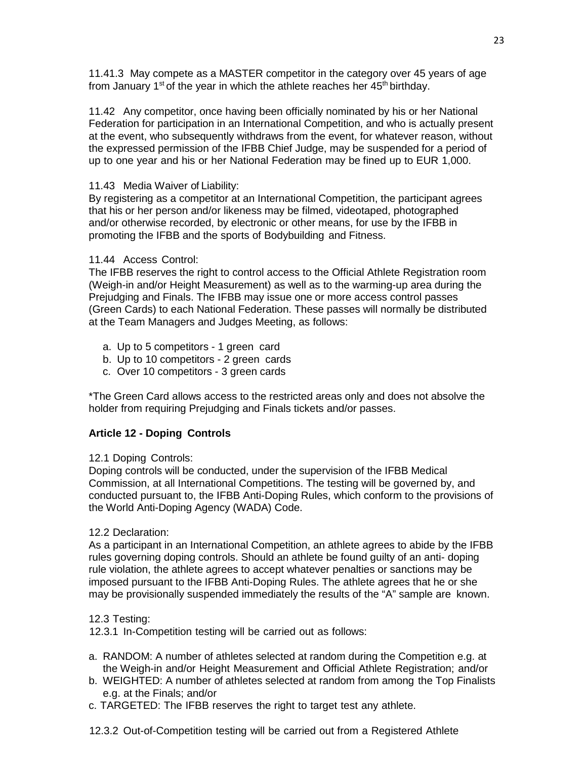11.41.3 May compete as a MASTER competitor in the category over 45 years of age from January 1st of the year in which the athlete reaches her 45th birthday.

11.42 Any competitor, once having been officially nominated by his or her National Federation for participation in an International Competition, and who is actually present at the event, who subsequently withdraws from the event, for whatever reason, without the expressed permission of the IFBB Chief Judge, may be suspended for a period of up to one year and his or her National Federation may be fined up to EUR 1,000.

11.43 Media Waiver of Liability:
By registering as a competitor at an International Competition, the participant agrees that his or her person and/or likeness may be filmed, videotaped, photographed and/or otherwise recorded, by electronic or other means, for use by the IFBB in promoting the IFBB and the sports of Bodybuilding and Fitness.

11.44 Access Control:
The IFBB reserves the right to control access to the Official Athlete Registration room (Weigh-in and/or Height Measurement) as well as to the warming-up area during the Prejudging and Finals. The IFBB may issue one or more access control passes (Green Cards) to each National Federation. These passes will normally be distributed at the Team Managers and Judges Meeting, as follows:

a. Up to 5 competitors - 1 green card
b. Up to 10 competitors - 2 green cards
c. Over 10 competitors - 3 green cards

*The Green Card allows access to the restricted areas only and does not absolve the holder from requiring Prejudging and Finals tickets and/or passes.

## Article 12 - Doping Controls

12.1 Doping Controls:
Doping controls will be conducted, under the supervision of the IFBB Medical Commission, at all International Competitions. The testing will be governed by, and conducted pursuant to, the IFBB Anti-Doping Rules, which conform to the provisions of the World Anti-Doping Agency (WADA) Code.

12.2 Declaration:
As a participant in an International Competition, an athlete agrees to abide by the IFBB rules governing doping controls. Should an athlete be found guilty of an anti- doping rule violation, the athlete agrees to accept whatever penalties or sanctions may be imposed pursuant to the IFBB Anti-Doping Rules. The athlete agrees that he or she may be provisionally suspended immediately the results of the "A" sample are known.

12.3 Testing:
12.3.1 In-Competition testing will be carried out as follows:

a. RANDOM: A number of athletes selected at random during the Competition e.g. at the Weigh-in and/or Height Measurement and Official Athlete Registration; and/or
b. WEIGHTED: A number of athletes selected at random from among the Top Finalists e.g. at the Finals; and/or
c. TARGETED: The IFBB reserves the right to target test any athlete.

12.3.2 Out-of-Competition testing will be carried out from a Registered Athlete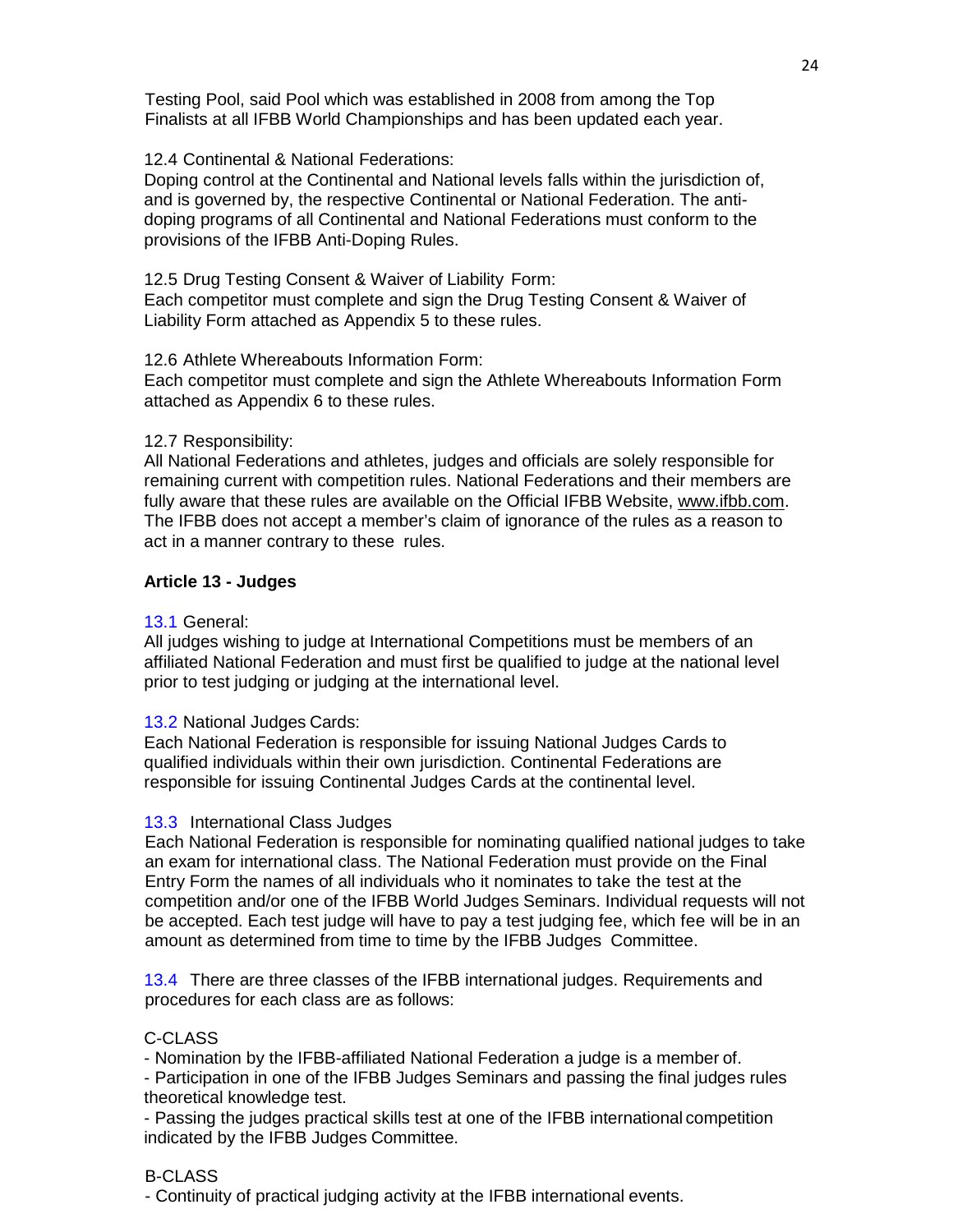Testing Pool, said Pool which was established in 2008 from among the Top Finalists at all IFBB World Championships and has been updated each year.

12.4 Continental & National Federations:
Doping control at the Continental and National levels falls within the jurisdiction of, and is governed by, the respective Continental or National Federation. The anti-doping programs of all Continental and National Federations must conform to the provisions of the IFBB Anti-Doping Rules.

12.5 Drug Testing Consent & Waiver of Liability Form:
Each competitor must complete and sign the Drug Testing Consent & Waiver of Liability Form attached as Appendix 5 to these rules.

12.6 Athlete Whereabouts Information Form:
Each competitor must complete and sign the Athlete Whereabouts Information Form attached as Appendix 6 to these rules.

12.7 Responsibility:
All National Federations and athletes, judges and officials are solely responsible for remaining current with competition rules. National Federations and their members are fully aware that these rules are available on the Official IFBB Website, www.ifbb.com. The IFBB does not accept a member's claim of ignorance of the rules as a reason to act in a manner contrary to these rules.

**Article 13 - Judges**

13.1 General:
All judges wishing to judge at International Competitions must be members of an affiliated National Federation and must first be qualified to judge at the national level prior to test judging or judging at the international level.

13.2 National Judges Cards:
Each National Federation is responsible for issuing National Judges Cards to qualified individuals within their own jurisdiction. Continental Federations are responsible for issuing Continental Judges Cards at the continental level.

13.3 International Class Judges
Each National Federation is responsible for nominating qualified national judges to take an exam for international class. The National Federation must provide on the Final Entry Form the names of all individuals who it nominates to take the test at the competition and/or one of the IFBB World Judges Seminars. Individual requests will not be accepted. Each test judge will have to pay a test judging fee, which fee will be in an amount as determined from time to time by the IFBB Judges Committee.

13.4 There are three classes of the IFBB international judges. Requirements and procedures for each class are as follows:

C-CLASS

- Nomination by the IFBB-affiliated National Federation a judge is a member of.
- Participation in one of the IFBB Judges Seminars and passing the final judges rules theoretical knowledge test.
- Passing the judges practical skills test at one of the IFBB international competition indicated by the IFBB Judges Committee.

B-CLASS

- Continuity of practical judging activity at the IFBB international events.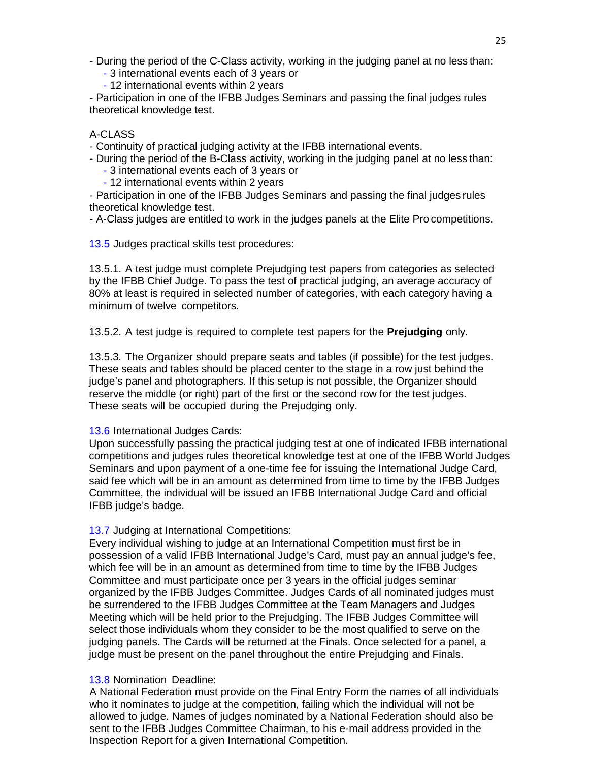- During the period of the C-Class activity, working in the judging panel at no less than:
    - 3 international events each of 3 years or
    - 12 international events within 2 years
- Participation in one of the IFBB Judges Seminars and passing the final judges rules theoretical knowledge test.

A-CLASS

- Continuity of practical judging activity at the IFBB international events.
- During the period of the B-Class activity, working in the judging panel at no less than:
    - 3 international events each of 3 years or
    - 12 international events within 2 years
- Participation in one of the IFBB Judges Seminars and passing the final judges rules theoretical knowledge test.
- A-Class judges are entitled to work in the judges panels at the Elite Pro competitions.

13.5 Judges practical skills test procedures:

13.5.1. A test judge must complete Prejudging test papers from categories as selected by the IFBB Chief Judge. To pass the test of practical judging, an average accuracy of 80% at least is required in selected number of categories, with each category having a minimum of twelve competitors.

13.5.2. A test judge is required to complete test papers for the **Prejudging** only.

13.5.3. The Organizer should prepare seats and tables (if possible) for the test judges. These seats and tables should be placed center to the stage in a row just behind the judge's panel and photographers. If this setup is not possible, the Organizer should reserve the middle (or right) part of the first or the second row for the test judges. These seats will be occupied during the Prejudging only.

13.6 International Judges Cards:

Upon successfully passing the practical judging test at one of indicated IFBB international competitions and judges rules theoretical knowledge test at one of the IFBB World Judges Seminars and upon payment of a one-time fee for issuing the International Judge Card, said fee which will be in an amount as determined from time to time by the IFBB Judges Committee, the individual will be issued an IFBB International Judge Card and official IFBB judge's badge.

13.7 Judging at International Competitions:

Every individual wishing to judge at an International Competition must first be in possession of a valid IFBB International Judge's Card, must pay an annual judge's fee, which fee will be in an amount as determined from time to time by the IFBB Judges Committee and must participate once per 3 years in the official judges seminar organized by the IFBB Judges Committee. Judges Cards of all nominated judges must be surrendered to the IFBB Judges Committee at the Team Managers and Judges Meeting which will be held prior to the Prejudging. The IFBB Judges Committee will select those individuals whom they consider to be the most qualified to serve on the judging panels. The Cards will be returned at the Finals. Once selected for a panel, a judge must be present on the panel throughout the entire Prejudging and Finals.

13.8 Nomination Deadline:

A National Federation must provide on the Final Entry Form the names of all individuals who it nominates to judge at the competition, failing which the individual will not be allowed to judge. Names of judges nominated by a National Federation should also be sent to the IFBB Judges Committee Chairman, to his e-mail address provided in the Inspection Report for a given International Competition.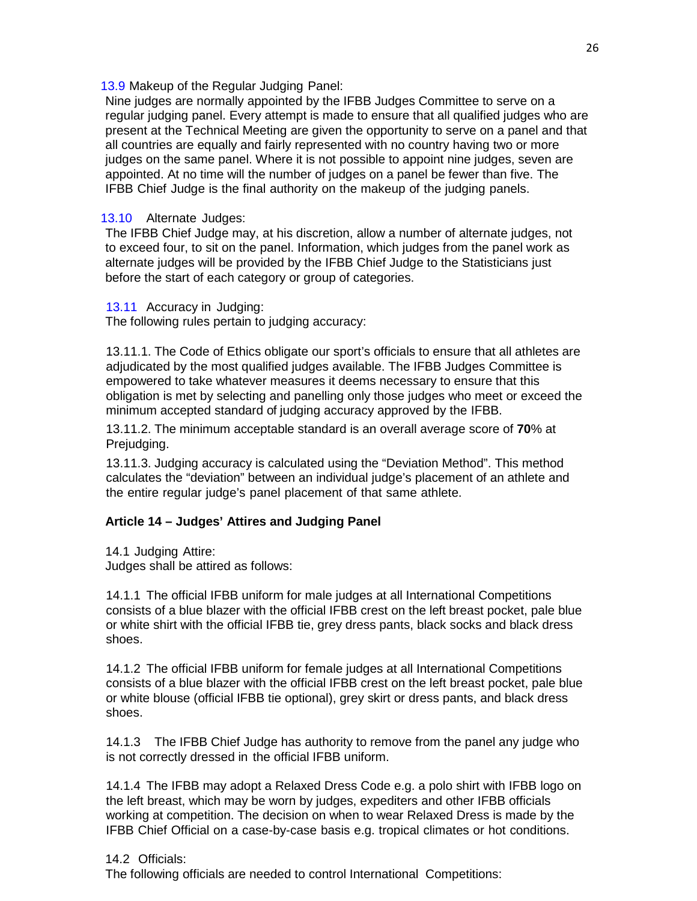13.9 Makeup of the Regular Judging Panel:
Nine judges are normally appointed by the IFBB Judges Committee to serve on a regular judging panel. Every attempt is made to ensure that all qualified judges who are present at the Technical Meeting are given the opportunity to serve on a panel and that all countries are equally and fairly represented with no country having two or more judges on the same panel. Where it is not possible to appoint nine judges, seven are appointed. At no time will the number of judges on a panel be fewer than five. The IFBB Chief Judge is the final authority on the makeup of the judging panels.

13.10 Alternate Judges:
The IFBB Chief Judge may, at his discretion, allow a number of alternate judges, not to exceed four, to sit on the panel. Information, which judges from the panel work as alternate judges will be provided by the IFBB Chief Judge to the Statisticians just before the start of each category or group of categories.

13.11 Accuracy in Judging:
The following rules pertain to judging accuracy:

13.11.1. The Code of Ethics obligate our sport's officials to ensure that all athletes are adjudicated by the most qualified judges available. The IFBB Judges Committee is empowered to take whatever measures it deems necessary to ensure that this obligation is met by selecting and panelling only those judges who meet or exceed the minimum accepted standard of judging accuracy approved by the IFBB.

13.11.2. The minimum acceptable standard is an overall average score of **70**% at Prejudging.

13.11.3. Judging accuracy is calculated using the "Deviation Method". This method calculates the "deviation" between an individual judge's placement of an athlete and the entire regular judge's panel placement of that same athlete.

## Article 14 – Judges' Attires and Judging Panel

14.1 Judging Attire:
Judges shall be attired as follows:

14.1.1 The official IFBB uniform for male judges at all International Competitions consists of a blue blazer with the official IFBB crest on the left breast pocket, pale blue or white shirt with the official IFBB tie, grey dress pants, black socks and black dress shoes.

14.1.2 The official IFBB uniform for female judges at all International Competitions consists of a blue blazer with the official IFBB crest on the left breast pocket, pale blue or white blouse (official IFBB tie optional), grey skirt or dress pants, and black dress shoes.

14.1.3 The IFBB Chief Judge has authority to remove from the panel any judge who is not correctly dressed in the official IFBB uniform.

14.1.4 The IFBB may adopt a Relaxed Dress Code e.g. a polo shirt with IFBB logo on the left breast, which may be worn by judges, expediters and other IFBB officials working at competition. The decision on when to wear Relaxed Dress is made by the IFBB Chief Official on a case-by-case basis e.g. tropical climates or hot conditions.

14.2 Officials:
The following officials are needed to control International Competitions: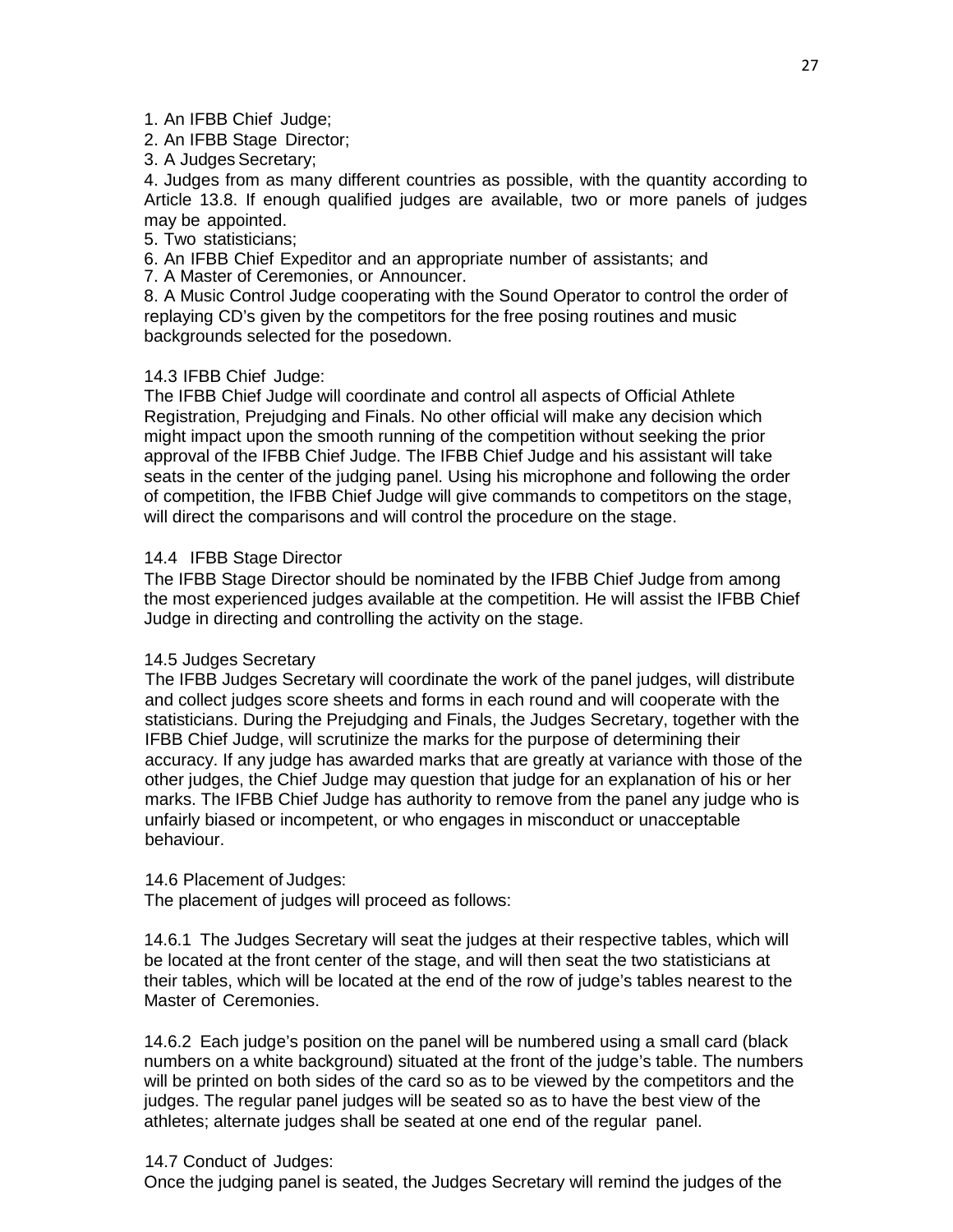1. An IFBB Chief Judge;
2. An IFBB Stage Director;
3. A Judges Secretary;
4. Judges from as many different countries as possible, with the quantity according to Article 13.8. If enough qualified judges are available, two or more panels of judges may be appointed.
5. Two statisticians;
6. An IFBB Chief Expeditor and an appropriate number of assistants; and
7. A Master of Ceremonies, or Announcer.
8. A Music Control Judge cooperating with the Sound Operator to control the order of replaying CD's given by the competitors for the free posing routines and music backgrounds selected for the posedown.

14.3 IFBB Chief Judge:

The IFBB Chief Judge will coordinate and control all aspects of Official Athlete Registration, Prejudging and Finals. No other official will make any decision which might impact upon the smooth running of the competition without seeking the prior approval of the IFBB Chief Judge. The IFBB Chief Judge and his assistant will take seats in the center of the judging panel. Using his microphone and following the order of competition, the IFBB Chief Judge will give commands to competitors on the stage, will direct the comparisons and will control the procedure on the stage.

14.4 IFBB Stage Director

The IFBB Stage Director should be nominated by the IFBB Chief Judge from among the most experienced judges available at the competition. He will assist the IFBB Chief Judge in directing and controlling the activity on the stage.

14.5 Judges Secretary

The IFBB Judges Secretary will coordinate the work of the panel judges, will distribute and collect judges score sheets and forms in each round and will cooperate with the statisticians. During the Prejudging and Finals, the Judges Secretary, together with the IFBB Chief Judge, will scrutinize the marks for the purpose of determining their accuracy. If any judge has awarded marks that are greatly at variance with those of the other judges, the Chief Judge may question that judge for an explanation of his or her marks. The IFBB Chief Judge has authority to remove from the panel any judge who is unfairly biased or incompetent, or who engages in misconduct or unacceptable behaviour.

14.6 Placement of Judges:

The placement of judges will proceed as follows:

14.6.1 The Judges Secretary will seat the judges at their respective tables, which will be located at the front center of the stage, and will then seat the two statisticians at their tables, which will be located at the end of the row of judge's tables nearest to the Master of Ceremonies.

14.6.2 Each judge's position on the panel will be numbered using a small card (black numbers on a white background) situated at the front of the judge's table. The numbers will be printed on both sides of the card so as to be viewed by the competitors and the judges. The regular panel judges will be seated so as to have the best view of the athletes; alternate judges shall be seated at one end of the regular panel.

14.7 Conduct of Judges:

Once the judging panel is seated, the Judges Secretary will remind the judges of the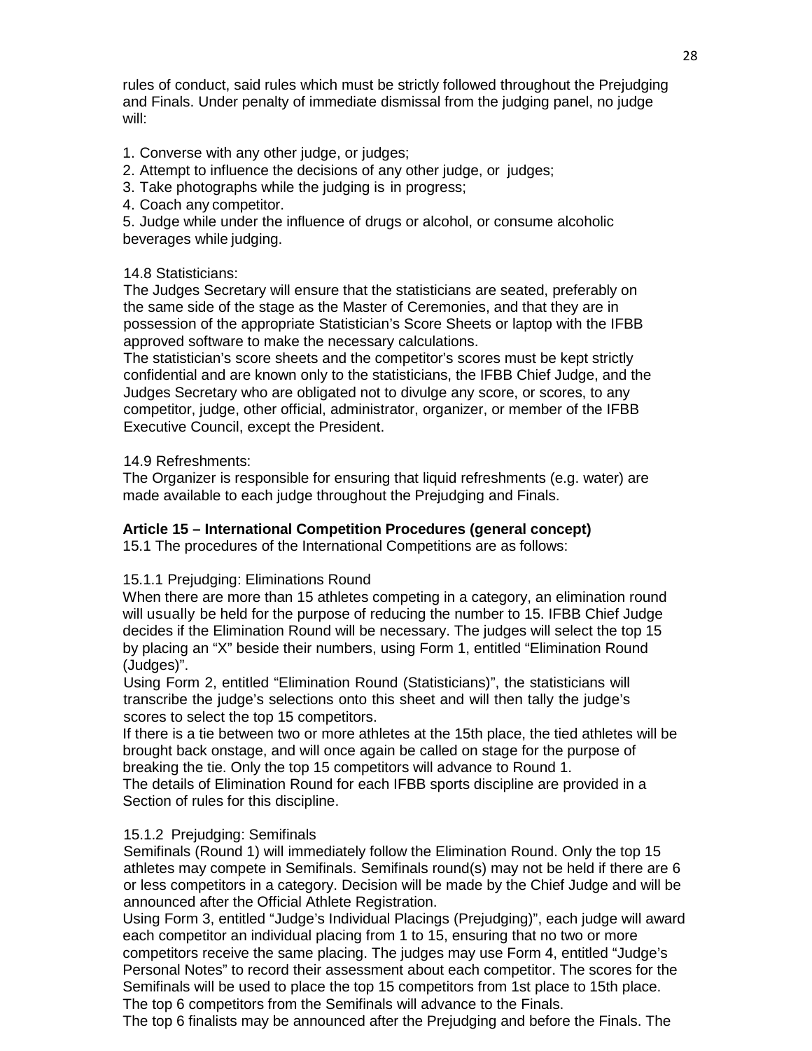rules of conduct, said rules which must be strictly followed throughout the Prejudging and Finals. Under penalty of immediate dismissal from the judging panel, no judge will:

1. Converse with any other judge, or judges;
2. Attempt to influence the decisions of any other judge, or judges;
3. Take photographs while the judging is in progress;
4. Coach any competitor.
5. Judge while under the influence of drugs or alcohol, or consume alcoholic beverages while judging.

14.8 Statisticians:

The Judges Secretary will ensure that the statisticians are seated, preferably on the same side of the stage as the Master of Ceremonies, and that they are in possession of the appropriate Statistician's Score Sheets or laptop with the IFBB approved software to make the necessary calculations.

The statistician's score sheets and the competitor's scores must be kept strictly confidential and are known only to the statisticians, the IFBB Chief Judge, and the Judges Secretary who are obligated not to divulge any score, or scores, to any competitor, judge, other official, administrator, organizer, or member of the IFBB Executive Council, except the President.

14.9 Refreshments:

The Organizer is responsible for ensuring that liquid refreshments (e.g. water) are made available to each judge throughout the Prejudging and Finals.

**Article 15 – International Competition Procedures (general concept)**

15.1 The procedures of the International Competitions are as follows:

15.1.1 Prejudging: Eliminations Round

When there are more than 15 athletes competing in a category, an elimination round will usually be held for the purpose of reducing the number to 15. IFBB Chief Judge decides if the Elimination Round will be necessary. The judges will select the top 15 by placing an "X" beside their numbers, using Form 1, entitled "Elimination Round (Judges)".

Using Form 2, entitled "Elimination Round (Statisticians)", the statisticians will transcribe the judge's selections onto this sheet and will then tally the judge's scores to select the top 15 competitors.

If there is a tie between two or more athletes at the 15th place, the tied athletes will be brought back onstage, and will once again be called on stage for the purpose of breaking the tie. Only the top 15 competitors will advance to Round 1.

The details of Elimination Round for each IFBB sports discipline are provided in a Section of rules for this discipline.

15.1.2 Prejudging: Semifinals

Semifinals (Round 1) will immediately follow the Elimination Round. Only the top 15 athletes may compete in Semifinals. Semifinals round(s) may not be held if there are 6 or less competitors in a category. Decision will be made by the Chief Judge and will be announced after the Official Athlete Registration.

Using Form 3, entitled "Judge's Individual Placings (Prejudging)", each judge will award each competitor an individual placing from 1 to 15, ensuring that no two or more competitors receive the same placing. The judges may use Form 4, entitled "Judge's Personal Notes" to record their assessment about each competitor. The scores for the Semifinals will be used to place the top 15 competitors from 1st place to 15th place. The top 6 competitors from the Semifinals will advance to the Finals.

The top 6 finalists may be announced after the Prejudging and before the Finals. The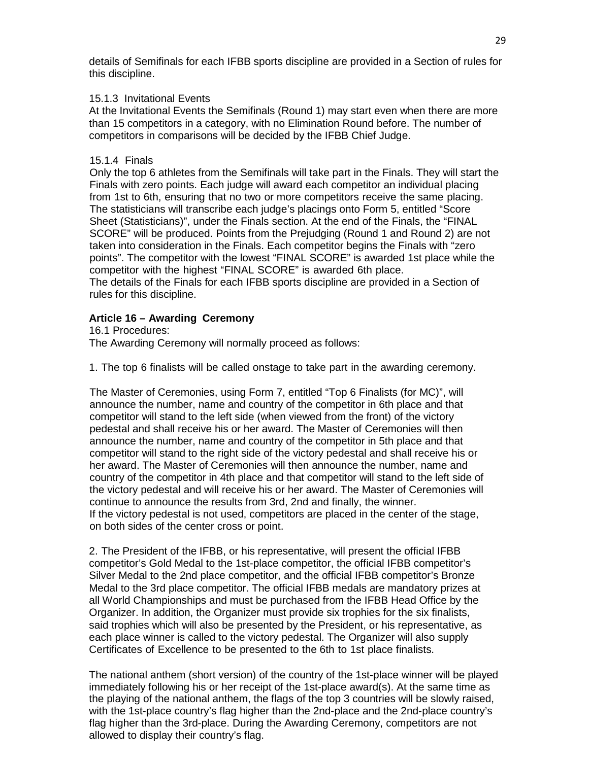details of Semifinals for each IFBB sports discipline are provided in a Section of rules for this discipline.

15.1.3 Invitational Events

At the Invitational Events the Semifinals (Round 1) may start even when there are more than 15 competitors in a category, with no Elimination Round before. The number of competitors in comparisons will be decided by the IFBB Chief Judge.

15.1.4 Finals

Only the top 6 athletes from the Semifinals will take part in the Finals. They will start the Finals with zero points. Each judge will award each competitor an individual placing from 1st to 6th, ensuring that no two or more competitors receive the same placing. The statisticians will transcribe each judge's placings onto Form 5, entitled "Score Sheet (Statisticians)", under the Finals section. At the end of the Finals, the "FINAL SCORE" will be produced. Points from the Prejudging (Round 1 and Round 2) are not taken into consideration in the Finals. Each competitor begins the Finals with "zero points". The competitor with the lowest "FINAL SCORE" is awarded 1st place while the competitor with the highest "FINAL SCORE" is awarded 6th place.

The details of the Finals for each IFBB sports discipline are provided in a Section of rules for this discipline.

**Article 16 – Awarding Ceremony**

16.1 Procedures:

The Awarding Ceremony will normally proceed as follows:

1. The top 6 finalists will be called onstage to take part in the awarding ceremony.

The Master of Ceremonies, using Form 7, entitled "Top 6 Finalists (for MC)", will announce the number, name and country of the competitor in 6th place and that competitor will stand to the left side (when viewed from the front) of the victory pedestal and shall receive his or her award. The Master of Ceremonies will then announce the number, name and country of the competitor in 5th place and that competitor will stand to the right side of the victory pedestal and shall receive his or her award. The Master of Ceremonies will then announce the number, name and country of the competitor in 4th place and that competitor will stand to the left side of the victory pedestal and will receive his or her award. The Master of Ceremonies will continue to announce the results from 3rd, 2nd and finally, the winner.

If the victory pedestal is not used, competitors are placed in the center of the stage, on both sides of the center cross or point.

2. The President of the IFBB, or his representative, will present the official IFBB competitor's Gold Medal to the 1st-place competitor, the official IFBB competitor's Silver Medal to the 2nd place competitor, and the official IFBB competitor's Bronze Medal to the 3rd place competitor. The official IFBB medals are mandatory prizes at all World Championships and must be purchased from the IFBB Head Office by the Organizer. In addition, the Organizer must provide six trophies for the six finalists, said trophies which will also be presented by the President, or his representative, as each place winner is called to the victory pedestal. The Organizer will also supply Certificates of Excellence to be presented to the 6th to 1st place finalists.

The national anthem (short version) of the country of the 1st-place winner will be played immediately following his or her receipt of the 1st-place award(s). At the same time as the playing of the national anthem, the flags of the top 3 countries will be slowly raised, with the 1st-place country's flag higher than the 2nd-place and the 2nd-place country's flag higher than the 3rd-place. During the Awarding Ceremony, competitors are not allowed to display their country's flag.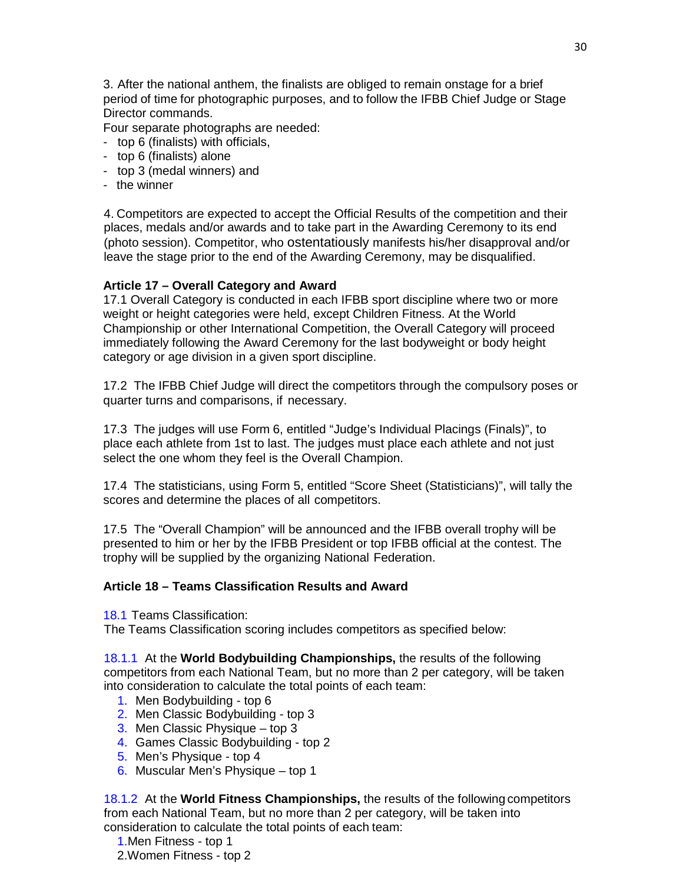3. After the national anthem, the finalists are obliged to remain onstage for a brief period of time for photographic purposes, and to follow the IFBB Chief Judge or Stage Director commands.

Four separate photographs are needed:

- top 6 (finalists) with officials,
- top 6 (finalists) alone
- top 3 (medal winners) and
- the winner

4. Competitors are expected to accept the Official Results of the competition and their places, medals and/or awards and to take part in the Awarding Ceremony to its end (photo session). Competitor, who ostentatiously manifests his/her disapproval and/or leave the stage prior to the end of the Awarding Ceremony, may be disqualified.

**Article 17 – Overall Category and Award**

17.1 Overall Category is conducted in each IFBB sport discipline where two or more weight or height categories were held, except Children Fitness. At the World Championship or other International Competition, the Overall Category will proceed immediately following the Award Ceremony for the last bodyweight or body height category or age division in a given sport discipline.

17.2 The IFBB Chief Judge will direct the competitors through the compulsory poses or quarter turns and comparisons, if necessary.

17.3 The judges will use Form 6, entitled "Judge's Individual Placings (Finals)", to place each athlete from 1st to last. The judges must place each athlete and not just select the one whom they feel is the Overall Champion.

17.4 The statisticians, using Form 5, entitled "Score Sheet (Statisticians)", will tally the scores and determine the places of all competitors.

17.5 The "Overall Champion" will be announced and the IFBB overall trophy will be presented to him or her by the IFBB President or top IFBB official at the contest. The trophy will be supplied by the organizing National Federation.

**Article 18 – Teams Classification Results and Award**

18.1 Teams Classification:

The Teams Classification scoring includes competitors as specified below:

18.1.1 At the **World Bodybuilding Championships,** the results of the following competitors from each National Team, but no more than 2 per category, will be taken into consideration to calculate the total points of each team:

1. Men Bodybuilding - top 6
2. Men Classic Bodybuilding - top 3
3. Men Classic Physique – top 3
4. Games Classic Bodybuilding - top 2
5. Men's Physique - top 4
6. Muscular Men's Physique – top 1

18.1.2 At the **World Fitness Championships,** the results of the following competitors from each National Team, but no more than 2 per category, will be taken into consideration to calculate the total points of each team:

1. Men Fitness - top 1
2. Women Fitness - top 2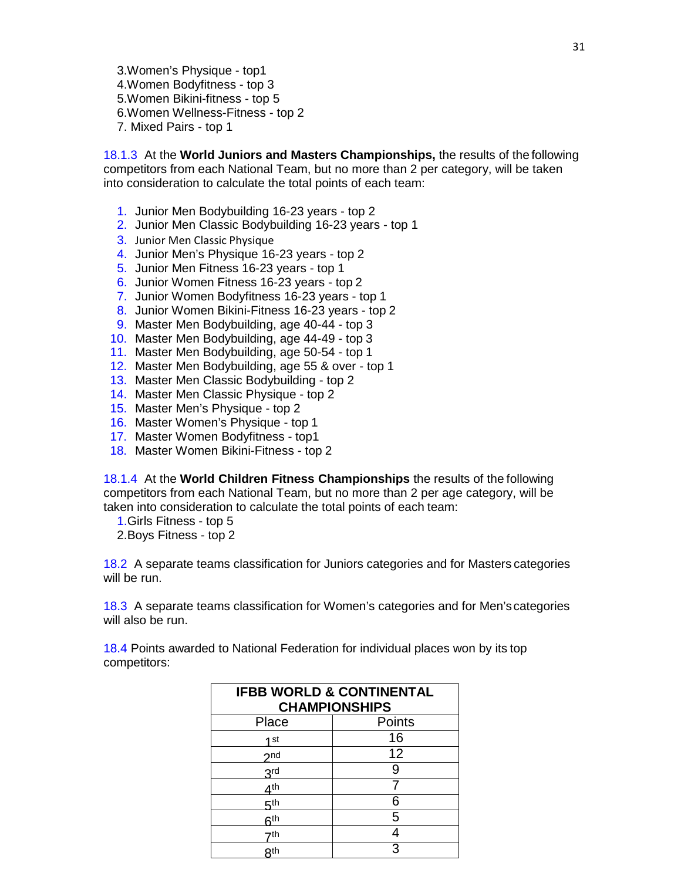3.Women's Physique - top1
4.Women Bodyfitness - top 3
5.Women Bikini-fitness - top 5
6.Women Wellness-Fitness - top 2
7. Mixed Pairs - top 1

18.1.3 At the **World Juniors and Masters Championships,** the results of the following competitors from each National Team, but no more than 2 per category, will be taken into consideration to calculate the total points of each team:

1. Junior Men Bodybuilding 16-23 years - top 2
2. Junior Men Classic Bodybuilding 16-23 years - top 1
3. Junior Men Classic Physique
4. Junior Men's Physique 16-23 years - top 2
5. Junior Men Fitness 16-23 years - top 1
6. Junior Women Fitness 16-23 years - top 2
7. Junior Women Bodyfitness 16-23 years - top 1
8. Junior Women Bikini-Fitness 16-23 years - top 2
9. Master Men Bodybuilding, age 40-44 - top 3
10. Master Men Bodybuilding, age 44-49 - top 3
11. Master Men Bodybuilding, age 50-54 - top 1
12. Master Men Bodybuilding, age 55 & over - top 1
13. Master Men Classic Bodybuilding - top 2
14. Master Men Classic Physique - top 2
15. Master Men's Physique - top 2
16. Master Women's Physique - top 1
17. Master Women Bodyfitness - top1
18. Master Women Bikini-Fitness - top 2

18.1.4 At the **World Children Fitness Championships** the results of the following competitors from each National Team, but no more than 2 per age category, will be taken into consideration to calculate the total points of each team:

1.Girls Fitness - top 5
2.Boys Fitness - top 2

18.2 A separate teams classification for Juniors categories and for Masters categories will be run.

18.3 A separate teams classification for Women's categories and for Men's categories will also be run.

18.4 Points awarded to National Federation for individual places won by its top competitors:

| **IFBB WORLD & CONTINENTAL CHAMPIONSHIPS** | |
|---|---|
| Place | Points |
| 1st | 16 |
| 2nd | 12 |
| 3rd | 9 |
| 4th | 7 |
| 5th | 6 |
| 6th | 5 |
| 7th | 4 |
| 8th | 3 |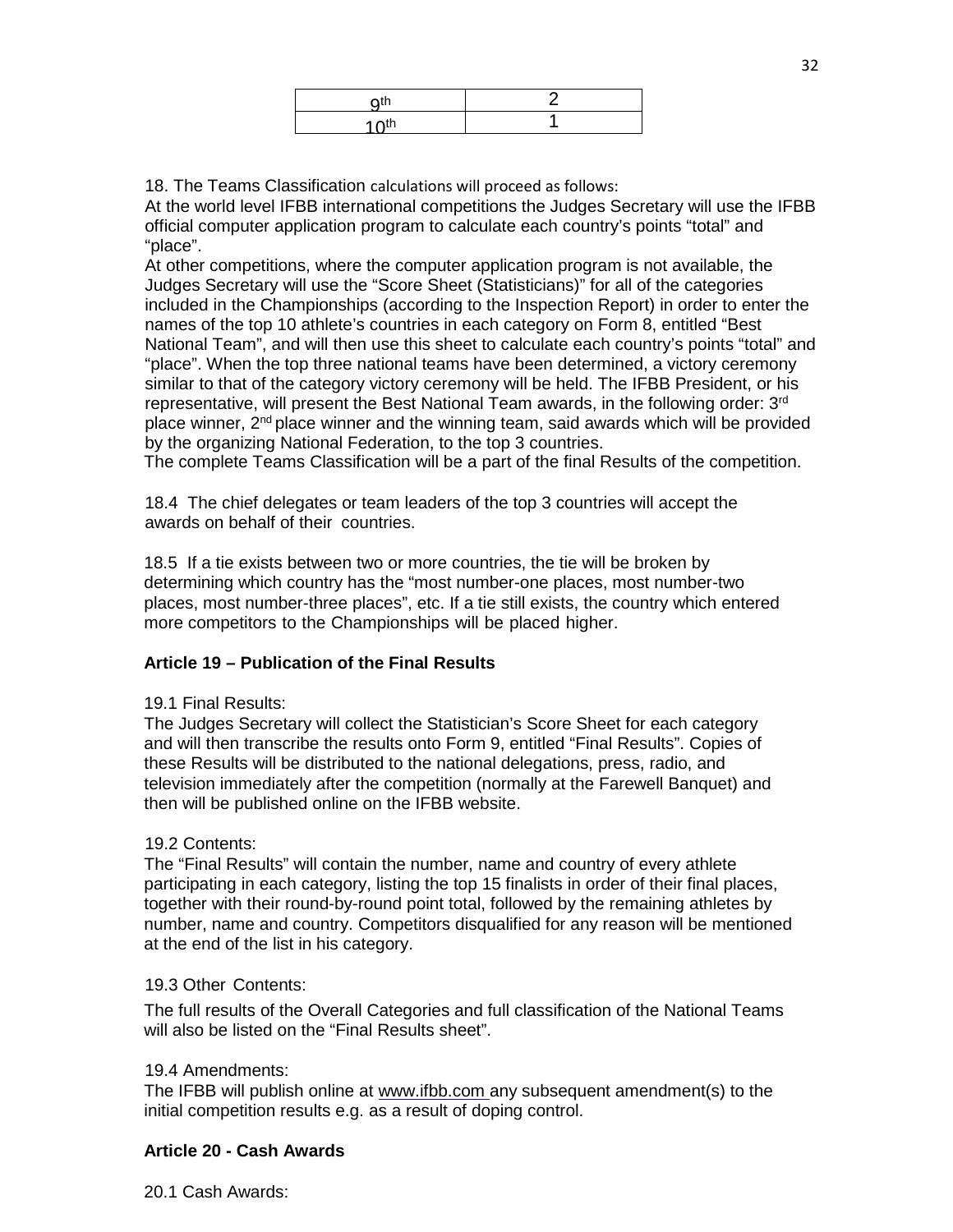| 9th | 2 |
|---|---|
| 10th | 1 |

18. The Teams Classification calculations will proceed as follows:

At the world level IFBB international competitions the Judges Secretary will use the IFBB official computer application program to calculate each country's points "total" and "place".

At other competitions, where the computer application program is not available, the Judges Secretary will use the "Score Sheet (Statisticians)" for all of the categories included in the Championships (according to the Inspection Report) in order to enter the names of the top 10 athlete's countries in each category on Form 8, entitled "Best National Team", and will then use this sheet to calculate each country's points "total" and "place". When the top three national teams have been determined, a victory ceremony similar to that of the category victory ceremony will be held. The IFBB President, or his representative, will present the Best National Team awards, in the following order: 3rd place winner, 2nd place winner and the winning team, said awards which will be provided by the organizing National Federation, to the top 3 countries.

The complete Teams Classification will be a part of the final Results of the competition.

18.4 The chief delegates or team leaders of the top 3 countries will accept the awards on behalf of their countries.

18.5 If a tie exists between two or more countries, the tie will be broken by determining which country has the "most number-one places, most number-two places, most number-three places", etc. If a tie still exists, the country which entered more competitors to the Championships will be placed higher.

**Article 19 – Publication of the Final Results**

19.1 Final Results:

The Judges Secretary will collect the Statistician's Score Sheet for each category and will then transcribe the results onto Form 9, entitled "Final Results". Copies of these Results will be distributed to the national delegations, press, radio, and television immediately after the competition (normally at the Farewell Banquet) and then will be published online on the IFBB website.

19.2 Contents:

The "Final Results" will contain the number, name and country of every athlete participating in each category, listing the top 15 finalists in order of their final places, together with their round-by-round point total, followed by the remaining athletes by number, name and country. Competitors disqualified for any reason will be mentioned at the end of the list in his category.

19.3 Other Contents:

The full results of the Overall Categories and full classification of the National Teams will also be listed on the "Final Results sheet".

19.4 Amendments:

The IFBB will publish online at www.ifbb.com any subsequent amendment(s) to the initial competition results e.g. as a result of doping control.

**Article 20 - Cash Awards**

20.1 Cash Awards: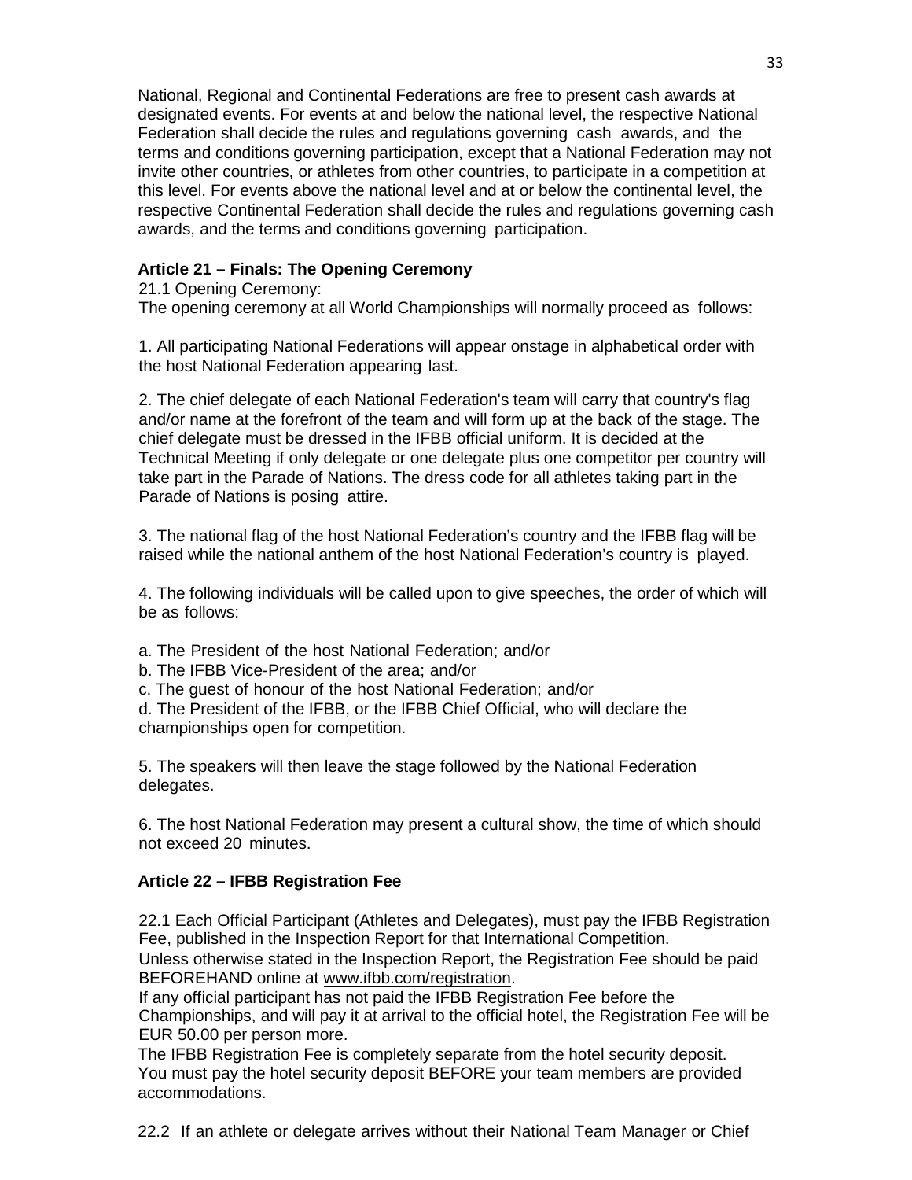National, Regional and Continental Federations are free to present cash awards at designated events. For events at and below the national level, the respective National Federation shall decide the rules and regulations governing cash awards, and the terms and conditions governing participation, except that a National Federation may not invite other countries, or athletes from other countries, to participate in a competition at this level. For events above the national level and at or below the continental level, the respective Continental Federation shall decide the rules and regulations governing cash awards, and the terms and conditions governing participation.

### Article 21 – Finals: The Opening Ceremony

21.1 Opening Ceremony:

The opening ceremony at all World Championships will normally proceed as follows:

1. All participating National Federations will appear onstage in alphabetical order with the host National Federation appearing last.

2. The chief delegate of each National Federation's team will carry that country's flag and/or name at the forefront of the team and will form up at the back of the stage. The chief delegate must be dressed in the IFBB official uniform. It is decided at the Technical Meeting if only delegate or one delegate plus one competitor per country will take part in the Parade of Nations. The dress code for all athletes taking part in the Parade of Nations is posing attire.

3. The national flag of the host National Federation's country and the IFBB flag will be raised while the national anthem of the host National Federation's country is played.

4. The following individuals will be called upon to give speeches, the order of which will be as follows:

a. The President of the host National Federation; and/or
b. The IFBB Vice-President of the area; and/or
c. The guest of honour of the host National Federation; and/or
d. The President of the IFBB, or the IFBB Chief Official, who will declare the championships open for competition.

5. The speakers will then leave the stage followed by the National Federation delegates.

6. The host National Federation may present a cultural show, the time of which should not exceed 20 minutes.

### Article 22 – IFBB Registration Fee

22.1 Each Official Participant (Athletes and Delegates), must pay the IFBB Registration Fee, published in the Inspection Report for that International Competition.
Unless otherwise stated in the Inspection Report, the Registration Fee should be paid BEFOREHAND online at www.ifbb.com/registration.
If any official participant has not paid the IFBB Registration Fee before the Championships, and will pay it at arrival to the official hotel, the Registration Fee will be EUR 50.00 per person more.
The IFBB Registration Fee is completely separate from the hotel security deposit. You must pay the hotel security deposit BEFORE your team members are provided accommodations.

22.2 If an athlete or delegate arrives without their National Team Manager or Chief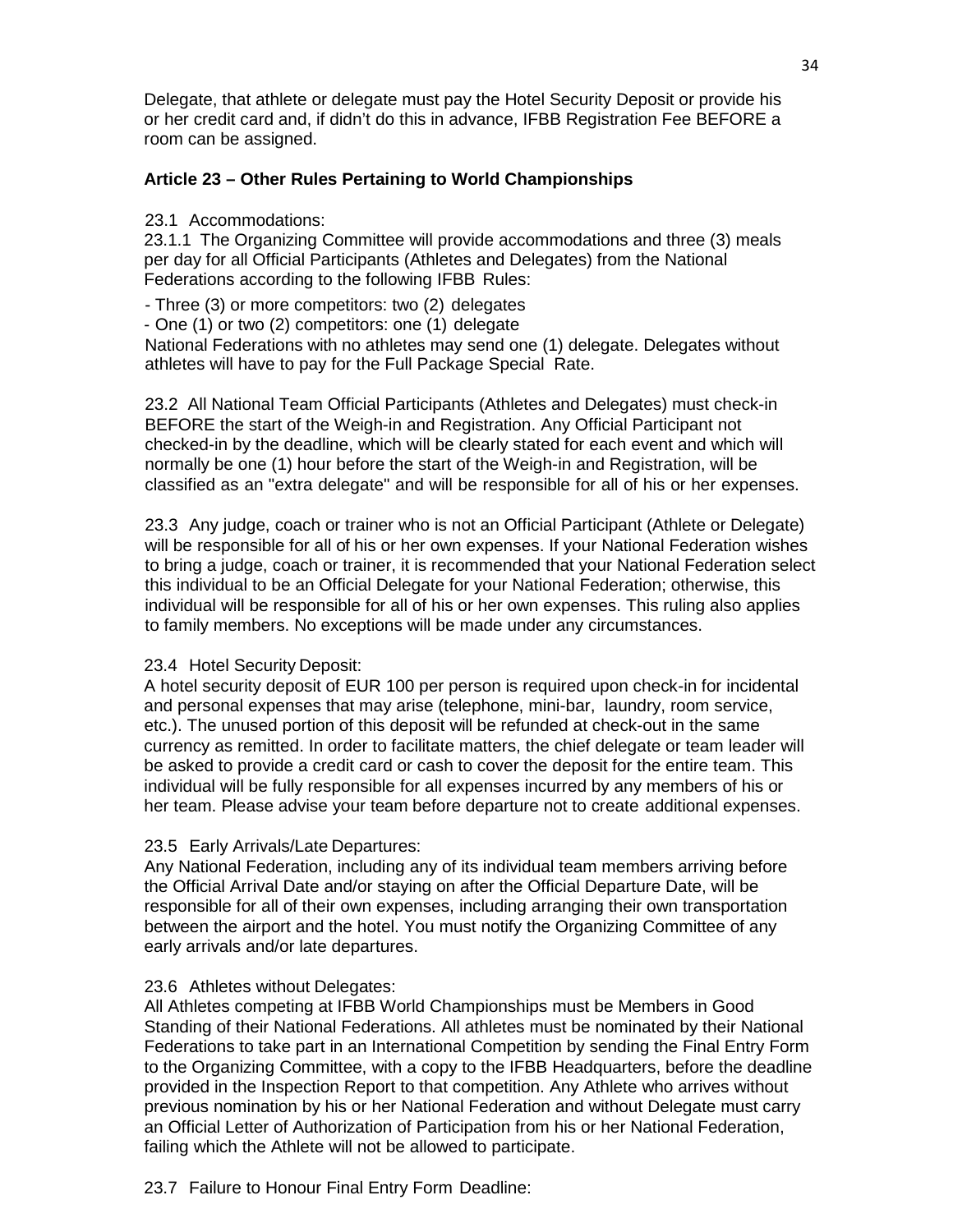Delegate, that athlete or delegate must pay the Hotel Security Deposit or provide his or her credit card and, if didn't do this in advance, IFBB Registration Fee BEFORE a room can be assigned.

### Article 23 – Other Rules Pertaining to World Championships

23.1 Accommodations:

23.1.1 The Organizing Committee will provide accommodations and three (3) meals per day for all Official Participants (Athletes and Delegates) from the National Federations according to the following IFBB Rules:

- Three (3) or more competitors: two (2) delegates
- One (1) or two (2) competitors: one (1) delegate

National Federations with no athletes may send one (1) delegate. Delegates without athletes will have to pay for the Full Package Special Rate.

23.2 All National Team Official Participants (Athletes and Delegates) must check-in BEFORE the start of the Weigh-in and Registration. Any Official Participant not checked-in by the deadline, which will be clearly stated for each event and which will normally be one (1) hour before the start of the Weigh-in and Registration, will be classified as an "extra delegate" and will be responsible for all of his or her expenses.

23.3 Any judge, coach or trainer who is not an Official Participant (Athlete or Delegate) will be responsible for all of his or her own expenses. If your National Federation wishes to bring a judge, coach or trainer, it is recommended that your National Federation select this individual to be an Official Delegate for your National Federation; otherwise, this individual will be responsible for all of his or her own expenses. This ruling also applies to family members. No exceptions will be made under any circumstances.

23.4 Hotel Security Deposit:

A hotel security deposit of EUR 100 per person is required upon check-in for incidental and personal expenses that may arise (telephone, mini-bar, laundry, room service, etc.). The unused portion of this deposit will be refunded at check-out in the same currency as remitted. In order to facilitate matters, the chief delegate or team leader will be asked to provide a credit card or cash to cover the deposit for the entire team. This individual will be fully responsible for all expenses incurred by any members of his or her team. Please advise your team before departure not to create additional expenses.

23.5 Early Arrivals/Late Departures:

Any National Federation, including any of its individual team members arriving before the Official Arrival Date and/or staying on after the Official Departure Date, will be responsible for all of their own expenses, including arranging their own transportation between the airport and the hotel. You must notify the Organizing Committee of any early arrivals and/or late departures.

23.6 Athletes without Delegates:

All Athletes competing at IFBB World Championships must be Members in Good Standing of their National Federations. All athletes must be nominated by their National Federations to take part in an International Competition by sending the Final Entry Form to the Organizing Committee, with a copy to the IFBB Headquarters, before the deadline provided in the Inspection Report to that competition. Any Athlete who arrives without previous nomination by his or her National Federation and without Delegate must carry an Official Letter of Authorization of Participation from his or her National Federation, failing which the Athlete will not be allowed to participate.

23.7 Failure to Honour Final Entry Form Deadline: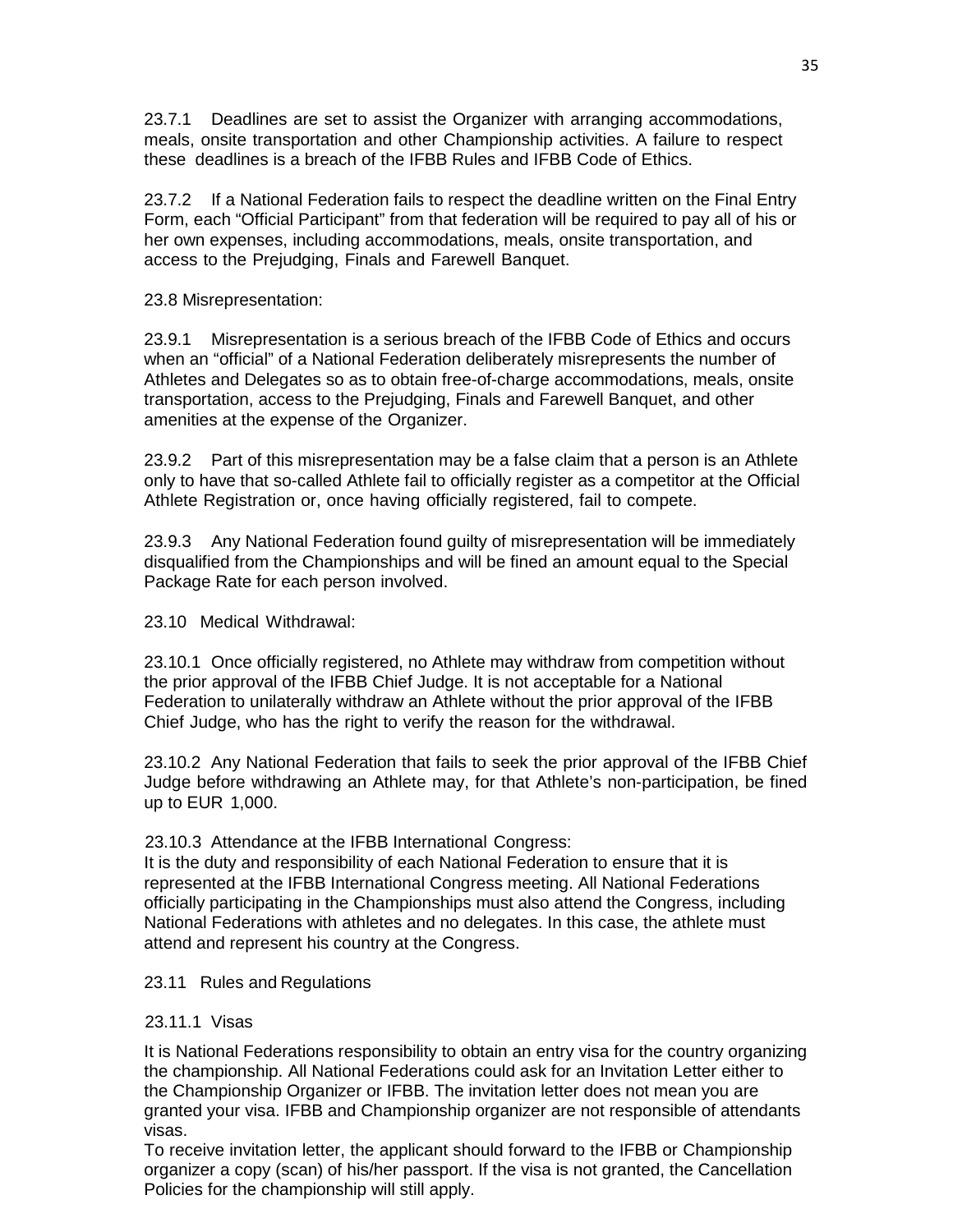23.7.1 Deadlines are set to assist the Organizer with arranging accommodations, meals, onsite transportation and other Championship activities. A failure to respect these deadlines is a breach of the IFBB Rules and IFBB Code of Ethics.

23.7.2 If a National Federation fails to respect the deadline written on the Final Entry Form, each "Official Participant" from that federation will be required to pay all of his or her own expenses, including accommodations, meals, onsite transportation, and access to the Prejudging, Finals and Farewell Banquet.

23.8 Misrepresentation:

23.9.1 Misrepresentation is a serious breach of the IFBB Code of Ethics and occurs when an "official" of a National Federation deliberately misrepresents the number of Athletes and Delegates so as to obtain free-of-charge accommodations, meals, onsite transportation, access to the Prejudging, Finals and Farewell Banquet, and other amenities at the expense of the Organizer.

23.9.2 Part of this misrepresentation may be a false claim that a person is an Athlete only to have that so-called Athlete fail to officially register as a competitor at the Official Athlete Registration or, once having officially registered, fail to compete.

23.9.3 Any National Federation found guilty of misrepresentation will be immediately disqualified from the Championships and will be fined an amount equal to the Special Package Rate for each person involved.

23.10 Medical Withdrawal:

23.10.1 Once officially registered, no Athlete may withdraw from competition without the prior approval of the IFBB Chief Judge. It is not acceptable for a National Federation to unilaterally withdraw an Athlete without the prior approval of the IFBB Chief Judge, who has the right to verify the reason for the withdrawal.

23.10.2 Any National Federation that fails to seek the prior approval of the IFBB Chief Judge before withdrawing an Athlete may, for that Athlete's non-participation, be fined up to EUR 1,000.

23.10.3 Attendance at the IFBB International Congress:
It is the duty and responsibility of each National Federation to ensure that it is represented at the IFBB International Congress meeting. All National Federations officially participating in the Championships must also attend the Congress, including National Federations with athletes and no delegates. In this case, the athlete must attend and represent his country at the Congress.

23.11 Rules and Regulations

23.11.1 Visas

It is National Federations responsibility to obtain an entry visa for the country organizing the championship. All National Federations could ask for an Invitation Letter either to the Championship Organizer or IFBB. The invitation letter does not mean you are granted your visa. IFBB and Championship organizer are not responsible of attendants visas.
To receive invitation letter, the applicant should forward to the IFBB or Championship organizer a copy (scan) of his/her passport. If the visa is not granted, the Cancellation Policies for the championship will still apply.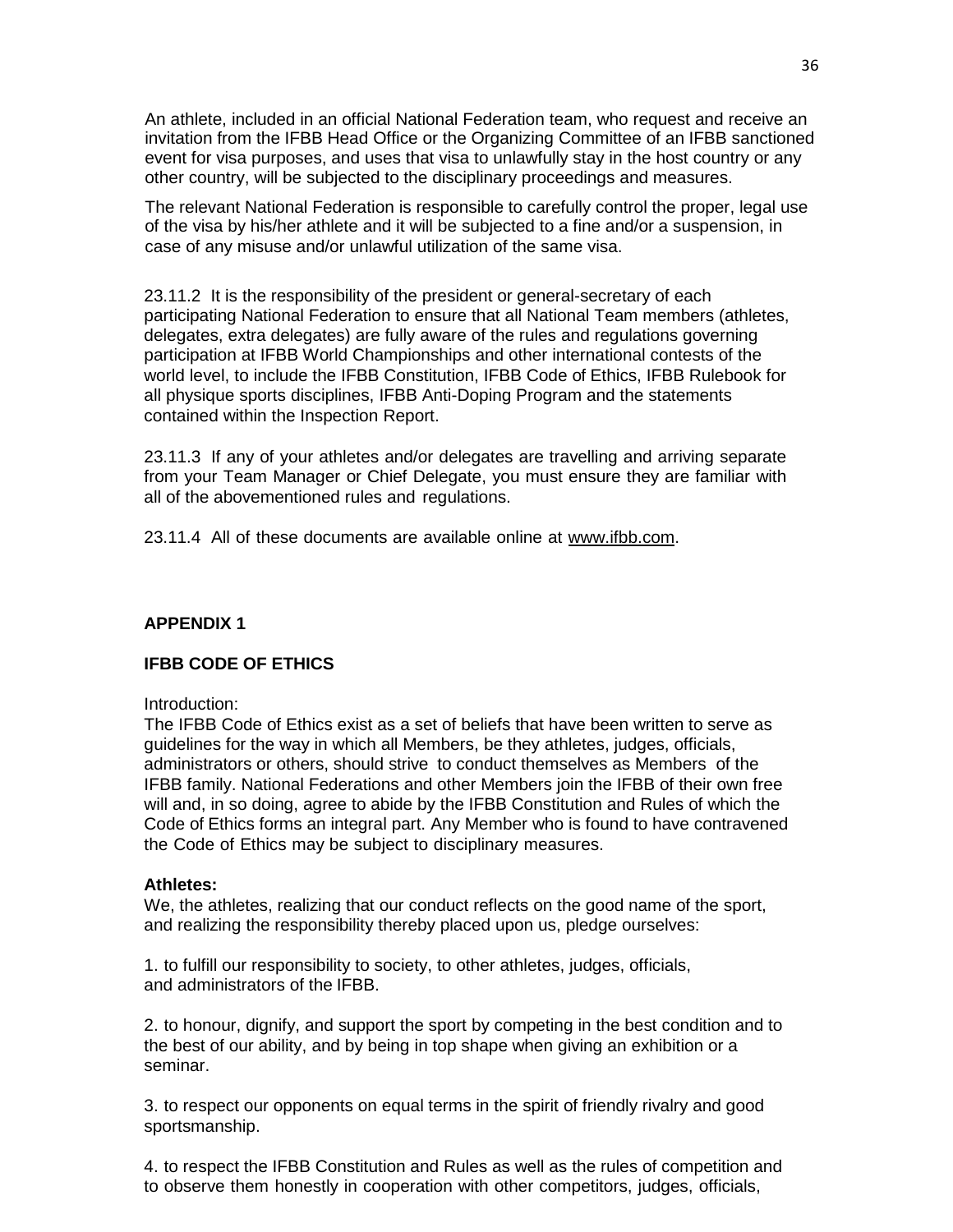An athlete, included in an official National Federation team, who request and receive an invitation from the IFBB Head Office or the Organizing Committee of an IFBB sanctioned event for visa purposes, and uses that visa to unlawfully stay in the host country or any other country, will be subjected to the disciplinary proceedings and measures.

The relevant National Federation is responsible to carefully control the proper, legal use of the visa by his/her athlete and it will be subjected to a fine and/or a suspension, in case of any misuse and/or unlawful utilization of the same visa.

23.11.2 It is the responsibility of the president or general-secretary of each participating National Federation to ensure that all National Team members (athletes, delegates, extra delegates) are fully aware of the rules and regulations governing participation at IFBB World Championships and other international contests of the world level, to include the IFBB Constitution, IFBB Code of Ethics, IFBB Rulebook for all physique sports disciplines, IFBB Anti-Doping Program and the statements contained within the Inspection Report.

23.11.3 If any of your athletes and/or delegates are travelling and arriving separate from your Team Manager or Chief Delegate, you must ensure they are familiar with all of the abovementioned rules and regulations.

23.11.4 All of these documents are available online at www.ifbb.com.

## APPENDIX 1

## IFBB CODE OF ETHICS

Introduction:

The IFBB Code of Ethics exist as a set of beliefs that have been written to serve as guidelines for the way in which all Members, be they athletes, judges, officials, administrators or others, should strive to conduct themselves as Members of the IFBB family. National Federations and other Members join the IFBB of their own free will and, in so doing, agree to abide by the IFBB Constitution and Rules of which the Code of Ethics forms an integral part. Any Member who is found to have contravened the Code of Ethics may be subject to disciplinary measures.

**Athletes:**

We, the athletes, realizing that our conduct reflects on the good name of the sport, and realizing the responsibility thereby placed upon us, pledge ourselves:

1. to fulfill our responsibility to society, to other athletes, judges, officials, and administrators of the IFBB.

2. to honour, dignify, and support the sport by competing in the best condition and to the best of our ability, and by being in top shape when giving an exhibition or a seminar.

3. to respect our opponents on equal terms in the spirit of friendly rivalry and good sportsmanship.

4. to respect the IFBB Constitution and Rules as well as the rules of competition and to observe them honestly in cooperation with other competitors, judges, officials,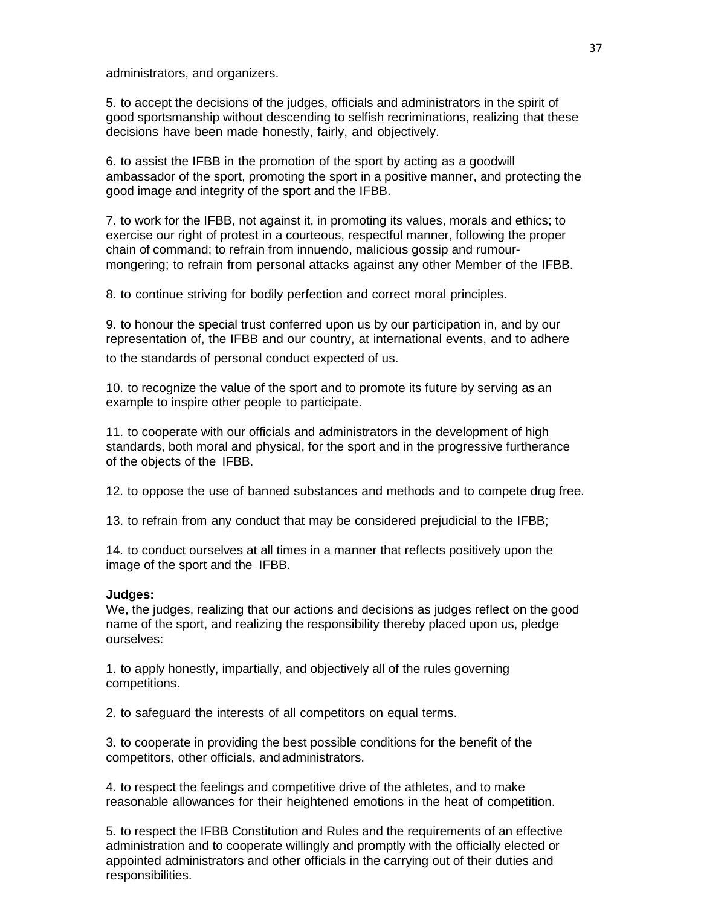administrators, and organizers.

5. to accept the decisions of the judges, officials and administrators in the spirit of good sportsmanship without descending to selfish recriminations, realizing that these decisions have been made honestly, fairly, and objectively.

6. to assist the IFBB in the promotion of the sport by acting as a goodwill ambassador of the sport, promoting the sport in a positive manner, and protecting the good image and integrity of the sport and the IFBB.

7. to work for the IFBB, not against it, in promoting its values, morals and ethics; to exercise our right of protest in a courteous, respectful manner, following the proper chain of command; to refrain from innuendo, malicious gossip and rumour-mongering; to refrain from personal attacks against any other Member of the IFBB.

8. to continue striving for bodily perfection and correct moral principles.

9. to honour the special trust conferred upon us by our participation in, and by our representation of, the IFBB and our country, at international events, and to adhere to the standards of personal conduct expected of us.

10. to recognize the value of the sport and to promote its future by serving as an example to inspire other people to participate.

11. to cooperate with our officials and administrators in the development of high standards, both moral and physical, for the sport and in the progressive furtherance of the objects of the IFBB.

12. to oppose the use of banned substances and methods and to compete drug free.

13. to refrain from any conduct that may be considered prejudicial to the IFBB;

14. to conduct ourselves at all times in a manner that reflects positively upon the image of the sport and the IFBB.

**Judges:**

We, the judges, realizing that our actions and decisions as judges reflect on the good name of the sport, and realizing the responsibility thereby placed upon us, pledge ourselves:

1. to apply honestly, impartially, and objectively all of the rules governing competitions.

2. to safeguard the interests of all competitors on equal terms.

3. to cooperate in providing the best possible conditions for the benefit of the competitors, other officials, and administrators.

4. to respect the feelings and competitive drive of the athletes, and to make reasonable allowances for their heightened emotions in the heat of competition.

5. to respect the IFBB Constitution and Rules and the requirements of an effective administration and to cooperate willingly and promptly with the officially elected or appointed administrators and other officials in the carrying out of their duties and responsibilities.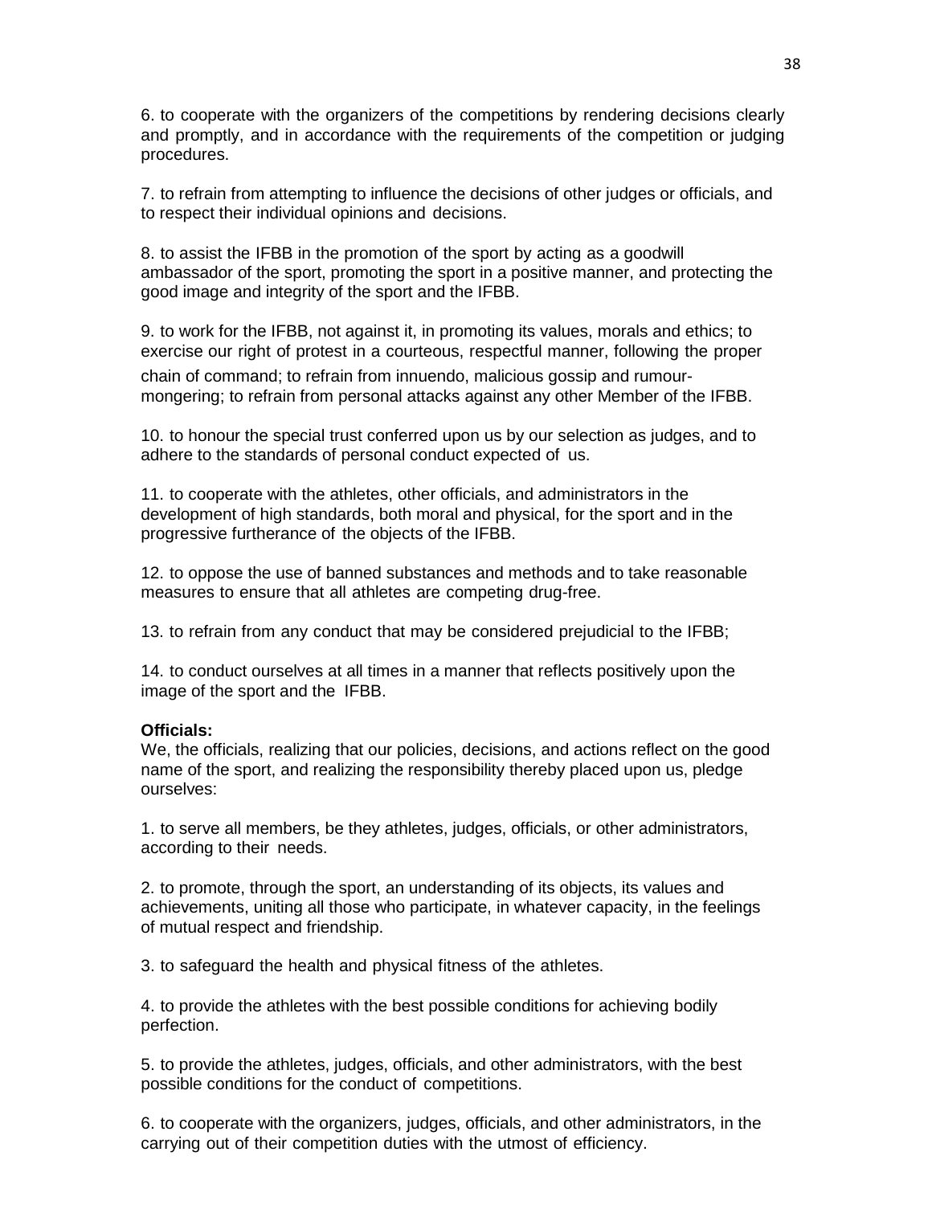6. to cooperate with the organizers of the competitions by rendering decisions clearly and promptly, and in accordance with the requirements of the competition or judging procedures.

7. to refrain from attempting to influence the decisions of other judges or officials, and to respect their individual opinions and decisions.

8. to assist the IFBB in the promotion of the sport by acting as a goodwill ambassador of the sport, promoting the sport in a positive manner, and protecting the good image and integrity of the sport and the IFBB.

9. to work for the IFBB, not against it, in promoting its values, morals and ethics; to exercise our right of protest in a courteous, respectful manner, following the proper chain of command; to refrain from innuendo, malicious gossip and rumour-mongering; to refrain from personal attacks against any other Member of the IFBB.

10. to honour the special trust conferred upon us by our selection as judges, and to adhere to the standards of personal conduct expected of us.

11. to cooperate with the athletes, other officials, and administrators in the development of high standards, both moral and physical, for the sport and in the progressive furtherance of the objects of the IFBB.

12. to oppose the use of banned substances and methods and to take reasonable measures to ensure that all athletes are competing drug-free.

13. to refrain from any conduct that may be considered prejudicial to the IFBB;

14. to conduct ourselves at all times in a manner that reflects positively upon the image of the sport and the IFBB.

**Officials:**
We, the officials, realizing that our policies, decisions, and actions reflect on the good name of the sport, and realizing the responsibility thereby placed upon us, pledge ourselves:

1. to serve all members, be they athletes, judges, officials, or other administrators, according to their needs.

2. to promote, through the sport, an understanding of its objects, its values and achievements, uniting all those who participate, in whatever capacity, in the feelings of mutual respect and friendship.

3. to safeguard the health and physical fitness of the athletes.

4. to provide the athletes with the best possible conditions for achieving bodily perfection.

5. to provide the athletes, judges, officials, and other administrators, with the best possible conditions for the conduct of competitions.

6. to cooperate with the organizers, judges, officials, and other administrators, in the carrying out of their competition duties with the utmost of efficiency.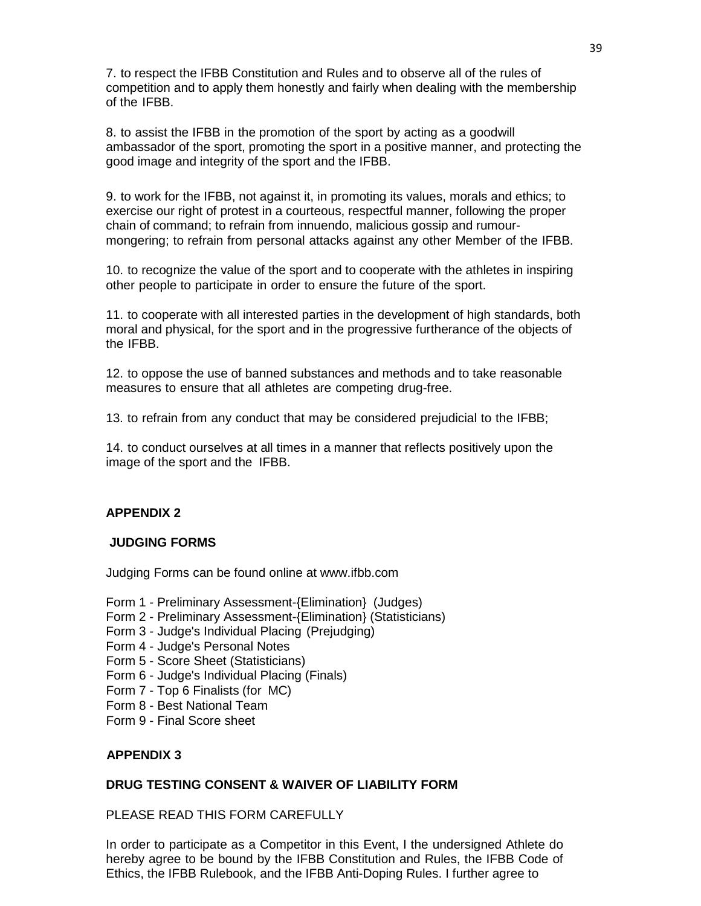7. to respect the IFBB Constitution and Rules and to observe all of the rules of competition and to apply them honestly and fairly when dealing with the membership of the IFBB.

8. to assist the IFBB in the promotion of the sport by acting as a goodwill ambassador of the sport, promoting the sport in a positive manner, and protecting the good image and integrity of the sport and the IFBB.

9. to work for the IFBB, not against it, in promoting its values, morals and ethics; to exercise our right of protest in a courteous, respectful manner, following the proper chain of command; to refrain from innuendo, malicious gossip and rumour-mongering; to refrain from personal attacks against any other Member of the IFBB.

10. to recognize the value of the sport and to cooperate with the athletes in inspiring other people to participate in order to ensure the future of the sport.

11. to cooperate with all interested parties in the development of high standards, both moral and physical, for the sport and in the progressive furtherance of the objects of the IFBB.

12. to oppose the use of banned substances and methods and to take reasonable measures to ensure that all athletes are competing drug-free.

13. to refrain from any conduct that may be considered prejudicial to the IFBB;

14. to conduct ourselves at all times in a manner that reflects positively upon the image of the sport and the IFBB.

## APPENDIX 2

### JUDGING FORMS

Judging Forms can be found online at www.ifbb.com

Form 1 - Preliminary Assessment-{Elimination} (Judges)
Form 2 - Preliminary Assessment-{Elimination} (Statisticians)
Form 3 - Judge's Individual Placing (Prejudging)
Form 4 - Judge's Personal Notes
Form 5 - Score Sheet (Statisticians)
Form 6 - Judge's Individual Placing (Finals)
Form 7 - Top 6 Finalists (for MC)
Form 8 - Best National Team
Form 9 - Final Score sheet

## APPENDIX 3

### DRUG TESTING CONSENT & WAIVER OF LIABILITY FORM

PLEASE READ THIS FORM CAREFULLY

In order to participate as a Competitor in this Event, I the undersigned Athlete do hereby agree to be bound by the IFBB Constitution and Rules, the IFBB Code of Ethics, the IFBB Rulebook, and the IFBB Anti-Doping Rules. I further agree to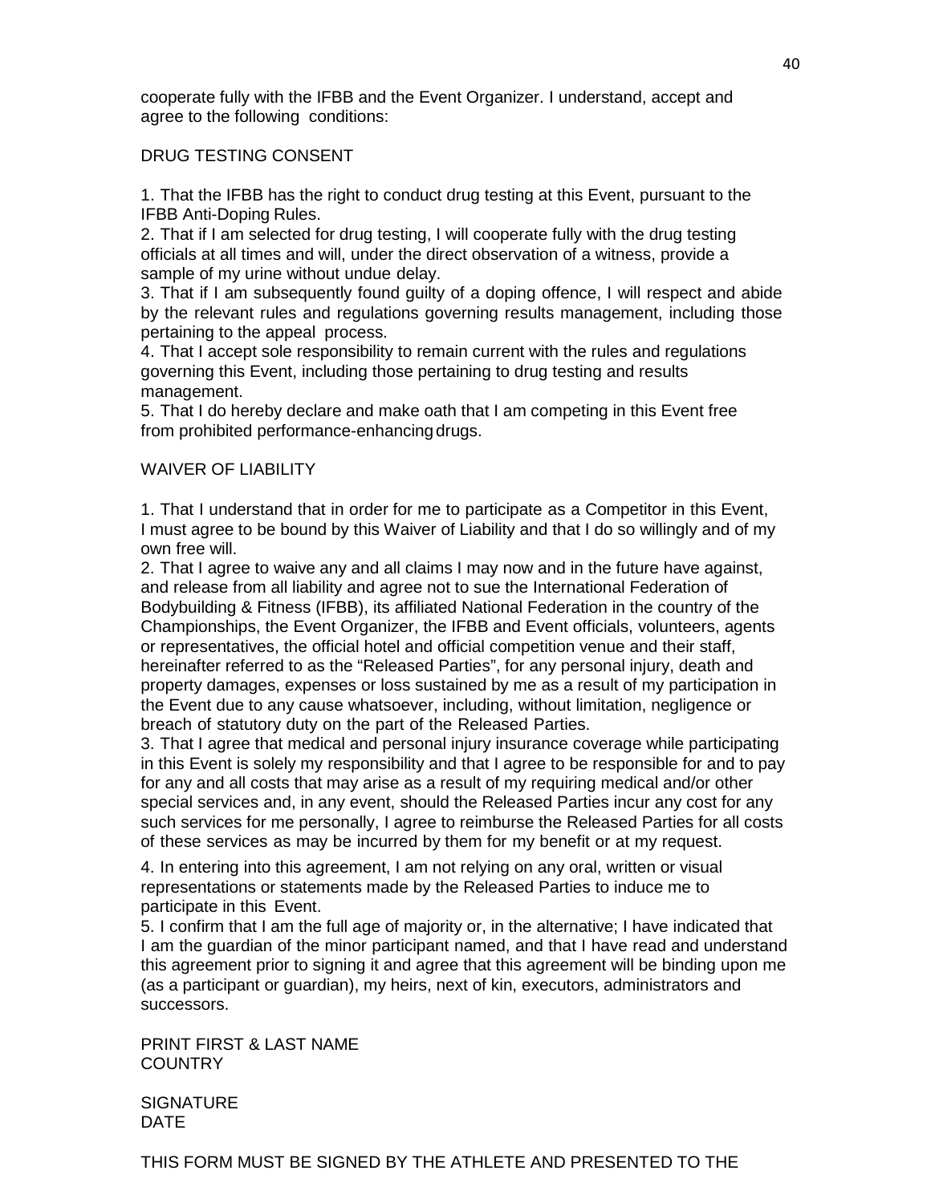cooperate fully with the IFBB and the Event Organizer. I understand, accept and agree to the following conditions:

## DRUG TESTING CONSENT

1. That the IFBB has the right to conduct drug testing at this Event, pursuant to the IFBB Anti-Doping Rules.
2. That if I am selected for drug testing, I will cooperate fully with the drug testing officials at all times and will, under the direct observation of a witness, provide a sample of my urine without undue delay.
3. That if I am subsequently found guilty of a doping offence, I will respect and abide by the relevant rules and regulations governing results management, including those pertaining to the appeal process.
4. That I accept sole responsibility to remain current with the rules and regulations governing this Event, including those pertaining to drug testing and results management.
5. That I do hereby declare and make oath that I am competing in this Event free from prohibited performance-enhancing drugs.

## WAIVER OF LIABILITY

1. That I understand that in order for me to participate as a Competitor in this Event, I must agree to be bound by this Waiver of Liability and that I do so willingly and of my own free will.
2. That I agree to waive any and all claims I may now and in the future have against, and release from all liability and agree not to sue the International Federation of Bodybuilding & Fitness (IFBB), its affiliated National Federation in the country of the Championships, the Event Organizer, the IFBB and Event officials, volunteers, agents or representatives, the official hotel and official competition venue and their staff, hereinafter referred to as the "Released Parties", for any personal injury, death and property damages, expenses or loss sustained by me as a result of my participation in the Event due to any cause whatsoever, including, without limitation, negligence or breach of statutory duty on the part of the Released Parties.
3. That I agree that medical and personal injury insurance coverage while participating in this Event is solely my responsibility and that I agree to be responsible for and to pay for any and all costs that may arise as a result of my requiring medical and/or other special services and, in any event, should the Released Parties incur any cost for any such services for me personally, I agree to reimburse the Released Parties for all costs of these services as may be incurred by them for my benefit or at my request.
4. In entering into this agreement, I am not relying on any oral, written or visual representations or statements made by the Released Parties to induce me to participate in this Event.
5. I confirm that I am the full age of majority or, in the alternative; I have indicated that I am the guardian of the minor participant named, and that I have read and understand this agreement prior to signing it and agree that this agreement will be binding upon me (as a participant or guardian), my heirs, next of kin, executors, administrators and successors.

PRINT FIRST & LAST NAME
COUNTRY

SIGNATURE
DATE

THIS FORM MUST BE SIGNED BY THE ATHLETE AND PRESENTED TO THE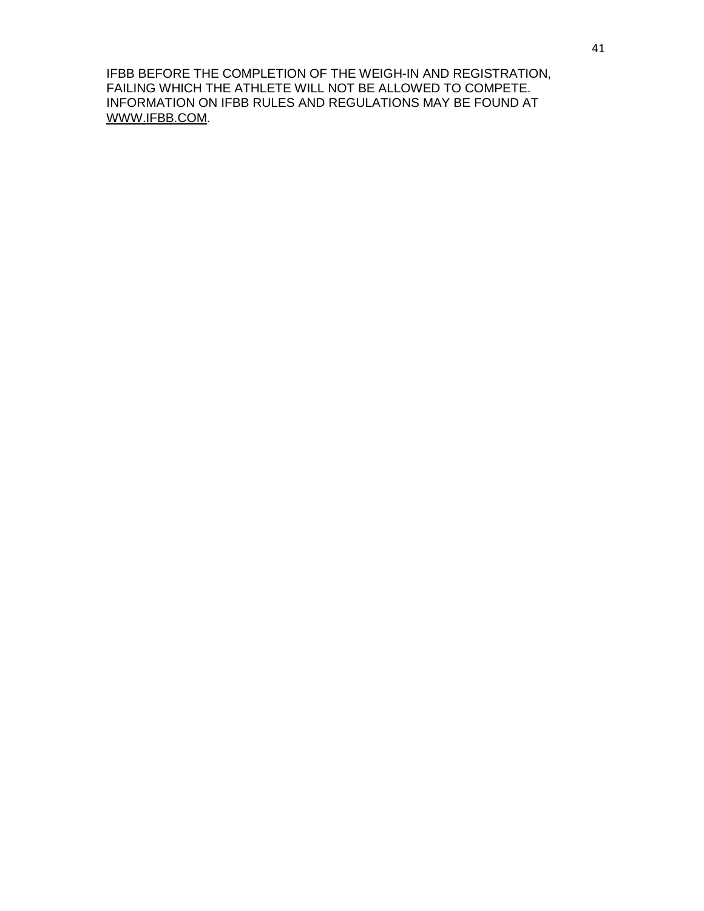IFBB BEFORE THE COMPLETION OF THE WEIGH-IN AND REGISTRATION, FAILING WHICH THE ATHLETE WILL NOT BE ALLOWED TO COMPETE. INFORMATION ON IFBB RULES AND REGULATIONS MAY BE FOUND AT WWW.IFBB.COM.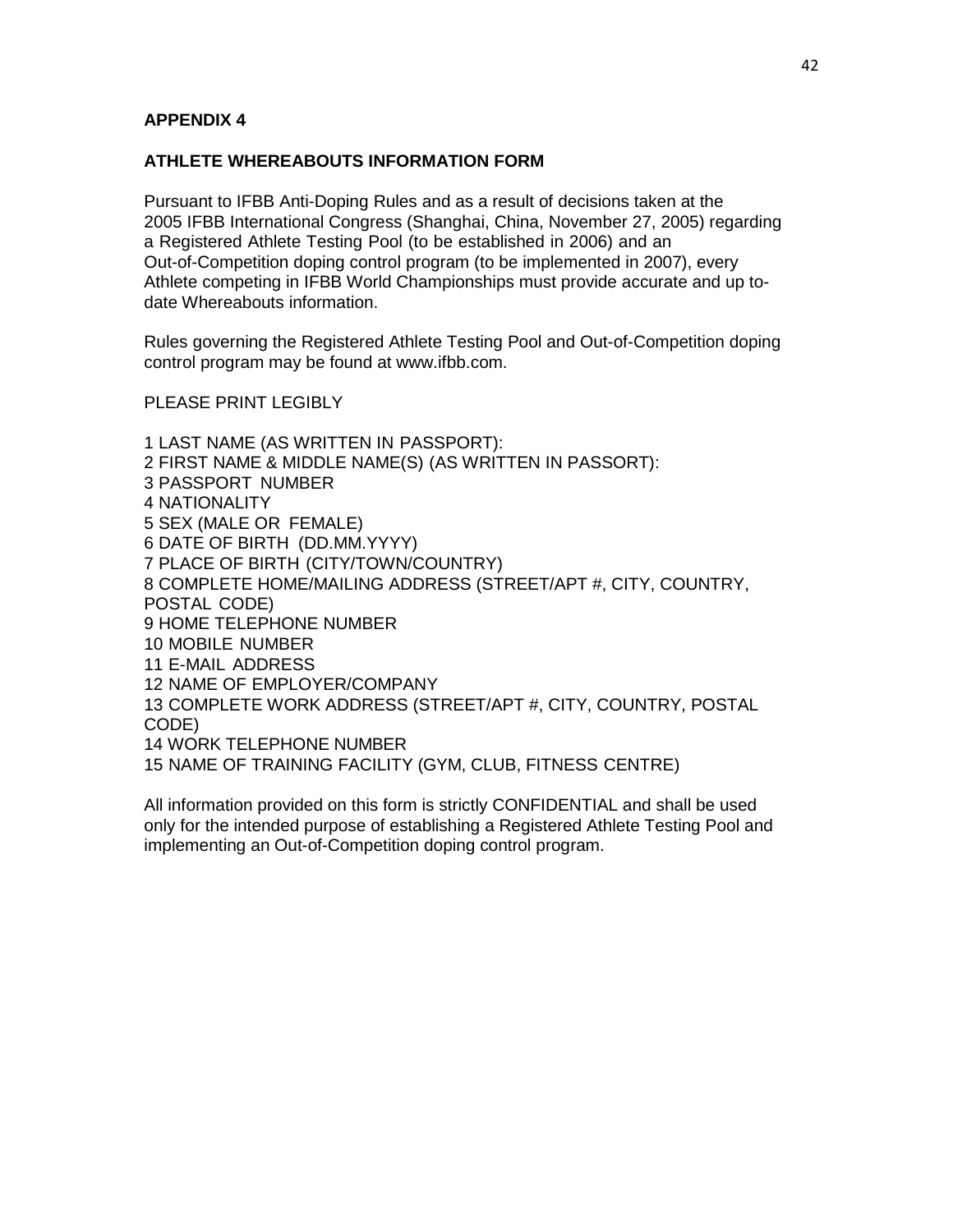**APPENDIX 4**

**ATHLETE WHEREABOUTS INFORMATION FORM**

Pursuant to IFBB Anti-Doping Rules and as a result of decisions taken at the 2005 IFBB International Congress (Shanghai, China, November 27, 2005) regarding a Registered Athlete Testing Pool (to be established in 2006) and an Out-of-Competition doping control program (to be implemented in 2007), every Athlete competing in IFBB World Championships must provide accurate and up to-date Whereabouts information.

Rules governing the Registered Athlete Testing Pool and Out-of-Competition doping control program may be found at www.ifbb.com.

PLEASE PRINT LEGIBLY

1 LAST NAME (AS WRITTEN IN PASSPORT):
2 FIRST NAME & MIDDLE NAME(S) (AS WRITTEN IN PASSORT):
3 PASSPORT NUMBER
4 NATIONALITY
5 SEX (MALE OR FEMALE)
6 DATE OF BIRTH (DD.MM.YYYY)
7 PLACE OF BIRTH (CITY/TOWN/COUNTRY)
8 COMPLETE HOME/MAILING ADDRESS (STREET/APT #, CITY, COUNTRY, POSTAL CODE)
9 HOME TELEPHONE NUMBER
10 MOBILE NUMBER
11 E-MAIL ADDRESS
12 NAME OF EMPLOYER/COMPANY
13 COMPLETE WORK ADDRESS (STREET/APT #, CITY, COUNTRY, POSTAL CODE)
14 WORK TELEPHONE NUMBER
15 NAME OF TRAINING FACILITY (GYM, CLUB, FITNESS CENTRE)

All information provided on this form is strictly CONFIDENTIAL and shall be used only for the intended purpose of establishing a Registered Athlete Testing Pool and implementing an Out-of-Competition doping control program.